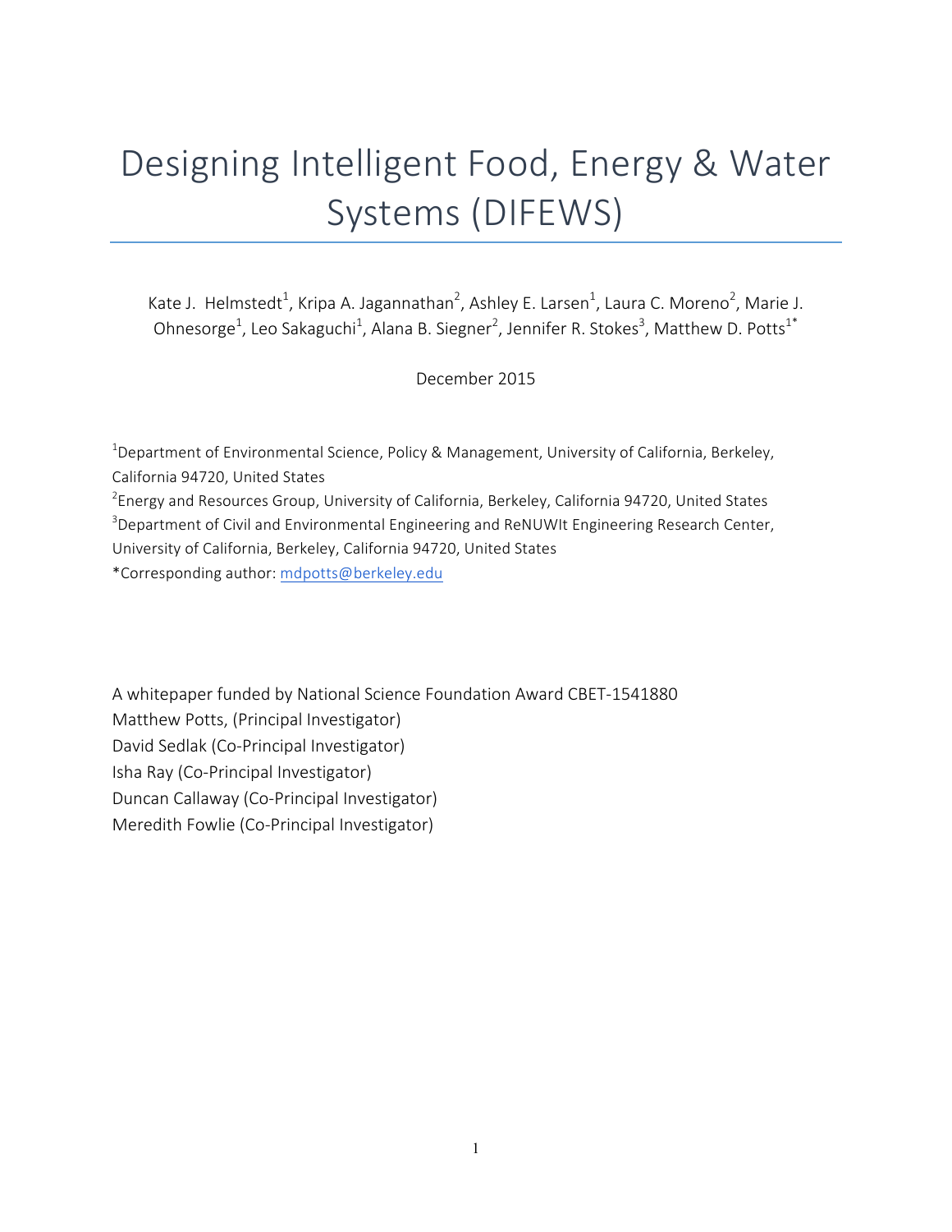# Designing Intelligent Food, Energy & Water Systems (DIFEWS)

Kate J. Helmstedt[1], Kripa A. Jagannathan[2], Ashley E. Larsen[1], Laura C. Moreno[2], Marie J. Ohnesorge[1], Leo Sakaguchi[1], Alana B. Siegner[2], Jennifer R. Stokes[3], Matthew D. Potts[1*]

December 2015

[1]Department of Environmental Science, Policy & Management, University of California, Berkeley, California 94720, United States

[2]Energy and Resources Group, University of California, Berkeley, California 94720, United States

[3]Department of Civil and Environmental Engineering and ReNUWIt Engineering Research Center, University of California, Berkeley, California 94720, United States

*Corresponding author: mdpotts@berkeley.edu

A whitepaper funded by National Science Foundation Award CBET-1541880

Matthew Potts, (Principal Investigator)

David Sedlak (Co-Principal Investigator)

Isha Ray (Co-Principal Investigator)

Duncan Callaway (Co-Principal Investigator)

Meredith Fowlie (Co-Principal Investigator)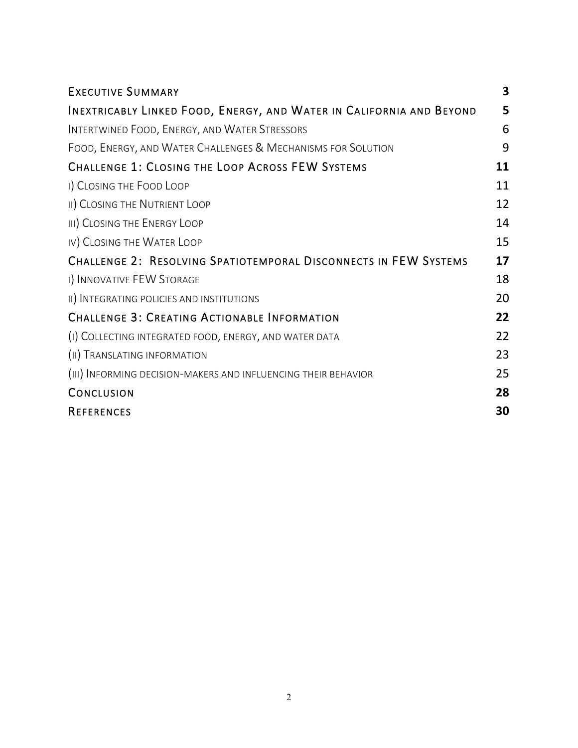| | |
|---|---|
| **Executive Summary** | **3** |
| **Inextricably Linked Food, Energy, and Water in California and Beyond** | **5** |
| Intertwined Food, Energy, and Water Stressors | 6 |
| Food, Energy, and Water Challenges & Mechanisms for Solution | 9 |
| **Challenge 1: Closing the Loop Across FEW Systems** | **11** |
| I) Closing the Food Loop | 11 |
| II) Closing the Nutrient Loop | 12 |
| III) Closing the Energy Loop | 14 |
| IV) Closing the Water Loop | 15 |
| **Challenge 2: Resolving Spatiotemporal Disconnects in FEW Systems** | **17** |
| I) Innovative FEW Storage | 18 |
| II) Integrating policies and institutions | 20 |
| **Challenge 3: Creating Actionable Information** | **22** |
| (I) Collecting integrated food, energy, and water data | 22 |
| (II) Translating information | 23 |
| (III) Informing decision-makers and influencing their behavior | 25 |
| **Conclusion** | **28** |
| **References** | **30** |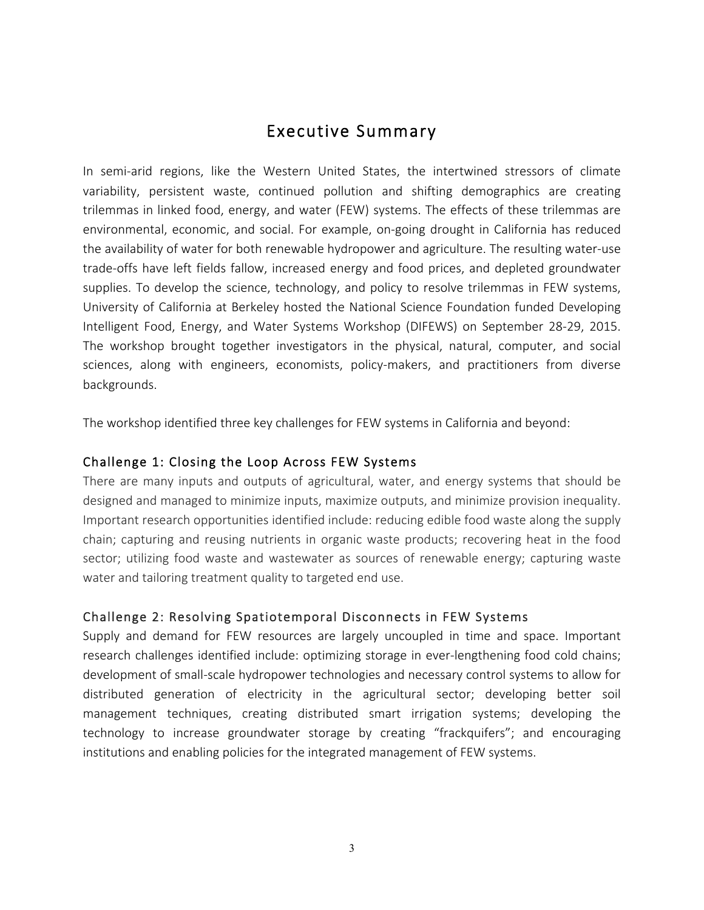# Executive Summary

In semi-arid regions, like the Western United States, the intertwined stressors of climate variability, persistent waste, continued pollution and shifting demographics are creating trilemmas in linked food, energy, and water (FEW) systems. The effects of these trilemmas are environmental, economic, and social. For example, on-going drought in California has reduced the availability of water for both renewable hydropower and agriculture. The resulting water-use trade-offs have left fields fallow, increased energy and food prices, and depleted groundwater supplies. To develop the science, technology, and policy to resolve trilemmas in FEW systems, University of California at Berkeley hosted the National Science Foundation funded Developing Intelligent Food, Energy, and Water Systems Workshop (DIFEWS) on September 28-29, 2015. The workshop brought together investigators in the physical, natural, computer, and social sciences, along with engineers, economists, policy-makers, and practitioners from diverse backgrounds.

The workshop identified three key challenges for FEW systems in California and beyond:

## Challenge 1: Closing the Loop Across FEW Systems

There are many inputs and outputs of agricultural, water, and energy systems that should be designed and managed to minimize inputs, maximize outputs, and minimize provision inequality. Important research opportunities identified include: reducing edible food waste along the supply chain; capturing and reusing nutrients in organic waste products; recovering heat in the food sector; utilizing food waste and wastewater as sources of renewable energy; capturing waste water and tailoring treatment quality to targeted end use.

## Challenge 2: Resolving Spatiotemporal Disconnects in FEW Systems

Supply and demand for FEW resources are largely uncoupled in time and space. Important research challenges identified include: optimizing storage in ever-lengthening food cold chains; development of small-scale hydropower technologies and necessary control systems to allow for distributed generation of electricity in the agricultural sector; developing better soil management techniques, creating distributed smart irrigation systems; developing the technology to increase groundwater storage by creating "frackquifers"; and encouraging institutions and enabling policies for the integrated management of FEW systems.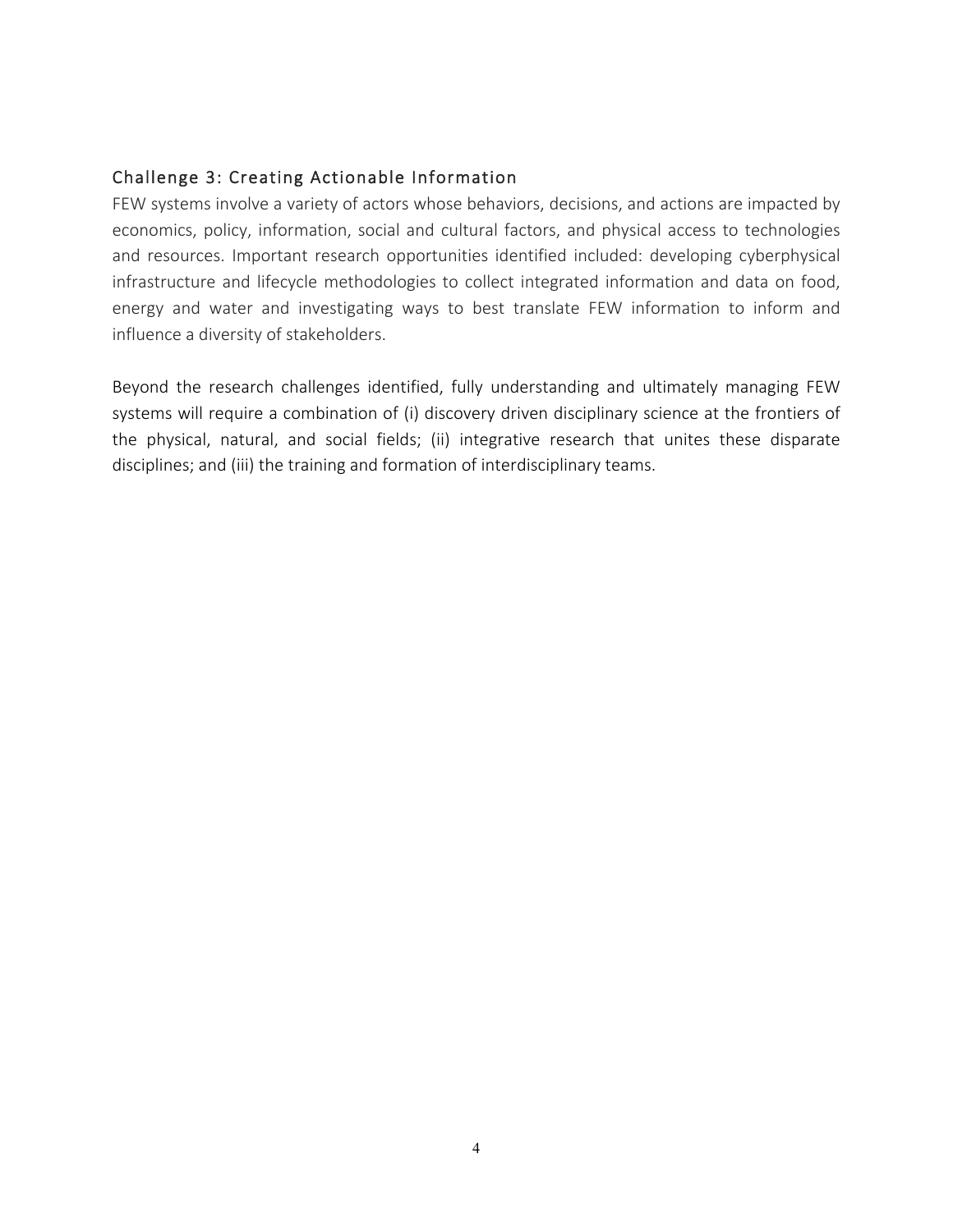### Challenge 3: Creating Actionable Information

FEW systems involve a variety of actors whose behaviors, decisions, and actions are impacted by economics, policy, information, social and cultural factors, and physical access to technologies and resources. Important research opportunities identified included: developing cyberphysical infrastructure and lifecycle methodologies to collect integrated information and data on food, energy and water and investigating ways to best translate FEW information to inform and influence a diversity of stakeholders.

Beyond the research challenges identified, fully understanding and ultimately managing FEW systems will require a combination of (i) discovery driven disciplinary science at the frontiers of the physical, natural, and social fields; (ii) integrative research that unites these disparate disciplines; and (iii) the training and formation of interdisciplinary teams.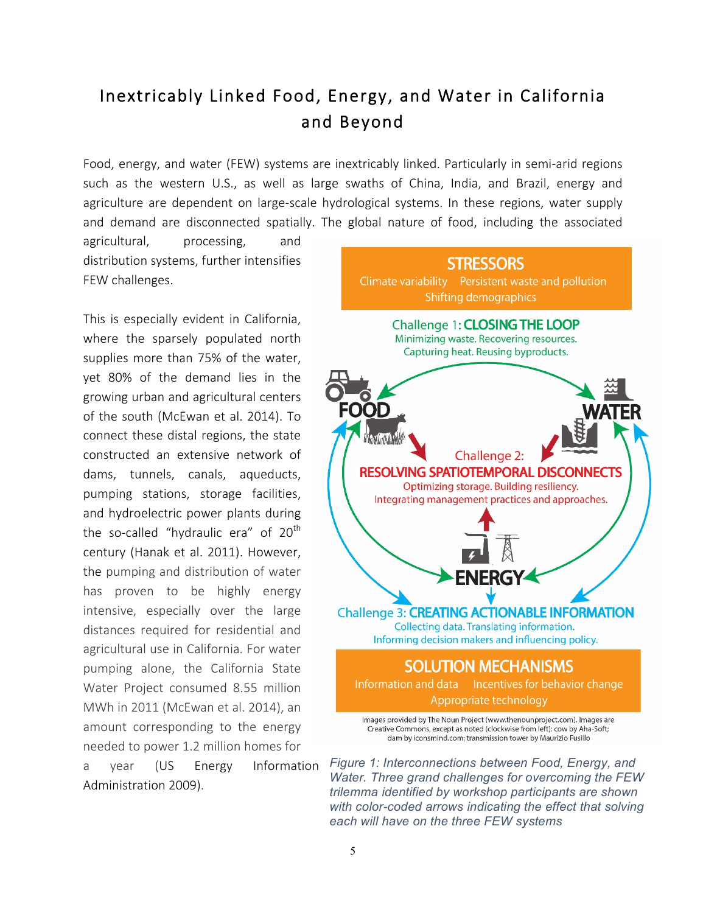# Inextricably Linked Food, Energy, and Water in California and Beyond

Food, energy, and water (FEW) systems are inextricably linked. Particularly in semi-arid regions such as the western U.S., as well as large swaths of China, India, and Brazil, energy and agriculture are dependent on large-scale hydrological systems. In these regions, water supply and demand are disconnected spatially. The global nature of food, including the associated agricultural, processing, and distribution systems, further intensifies FEW challenges.

This is especially evident in California, where the sparsely populated north supplies more than 75% of the water, yet 80% of the demand lies in the growing urban and agricultural centers of the south (McEwan et al. 2014). To connect these distal regions, the state constructed an extensive network of dams, tunnels, canals, aqueducts, pumping stations, storage facilities, and hydroelectric power plants during the so-called "hydraulic era" of 20th century (Hanak et al. 2011). However, the pumping and distribution of water has proven to be highly energy intensive, especially over the large distances required for residential and agricultural use in California. For water pumping alone, the California State Water Project consumed 8.55 million MWh in 2011 (McEwan et al. 2014), an amount corresponding to the energy needed to power 1.2 million homes for a year (US Energy Information Administration 2009).

STRESSORS
Climate variability Persistent waste and pollution
Shifting demographics

Challenge 1: CLOSING THE LOOP
Minimizing waste. Recovering resources.
Capturing heat. Reusing byproducts.

FOOD

WATER

Challenge 2:
RESOLVING SPATIOTEMPORAL DISCONNECTS
Optimizing storage. Building resiliency.
Integrating management practices and approaches.

ENERGY

Challenge 3: CREATING ACTIONABLE INFORMATION
Collecting data. Translating information.
Informing decision makers and influencing policy.

SOLUTION MECHANISMS
Information and data Incentives for behavior change
Appropriate technology

Images provided by The Noun Project (www.thenounproject.com). Images are Creative Commons, except as noted (clockwise from left): cow by Aha-Soft; dam by iconsmind.com; transmission tower by Maurizio Fusillo

*Figure 1: Interconnections between Food, Energy, and Water. Three grand challenges for overcoming the FEW trilemma identified by workshop participants are shown with color-coded arrows indicating the effect that solving each will have on the three FEW systems*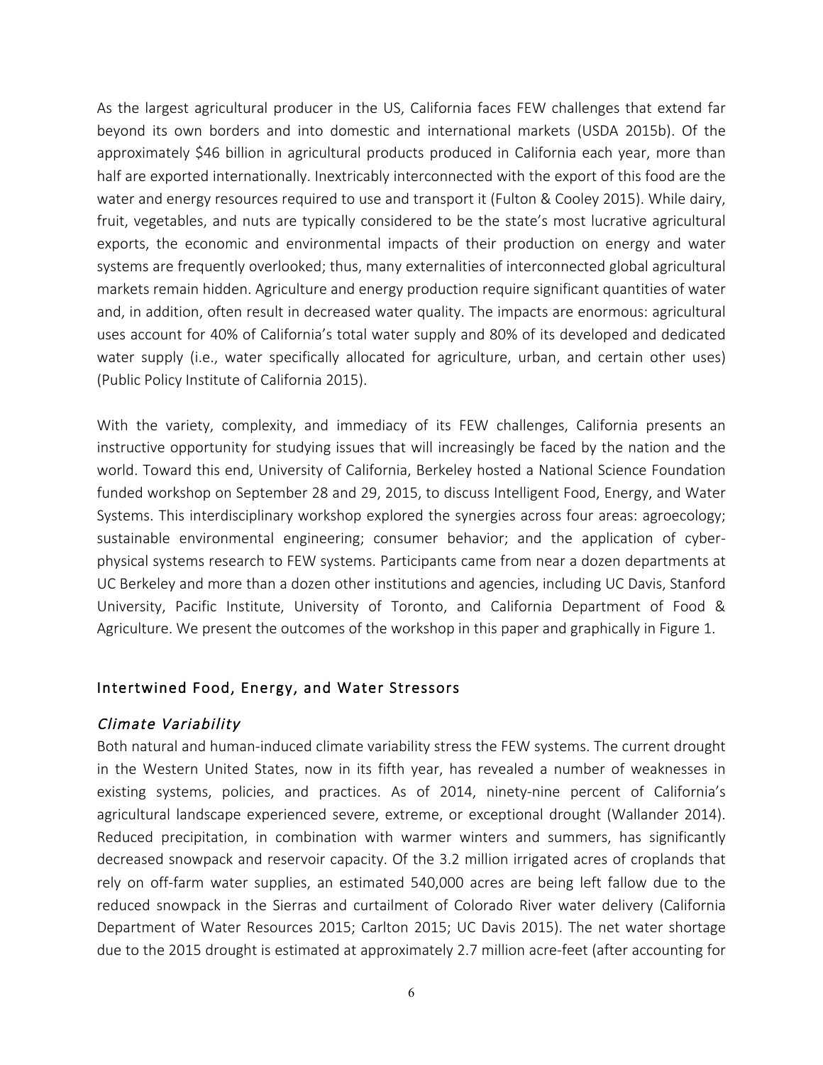As the largest agricultural producer in the US, California faces FEW challenges that extend far beyond its own borders and into domestic and international markets (USDA 2015b). Of the approximately $46 billion in agricultural products produced in California each year, more than half are exported internationally. Inextricably interconnected with the export of this food are the water and energy resources required to use and transport it (Fulton & Cooley 2015). While dairy, fruit, vegetables, and nuts are typically considered to be the state's most lucrative agricultural exports, the economic and environmental impacts of their production on energy and water systems are frequently overlooked; thus, many externalities of interconnected global agricultural markets remain hidden. Agriculture and energy production require significant quantities of water and, in addition, often result in decreased water quality. The impacts are enormous: agricultural uses account for 40% of California's total water supply and 80% of its developed and dedicated water supply (i.e., water specifically allocated for agriculture, urban, and certain other uses) (Public Policy Institute of California 2015).

With the variety, complexity, and immediacy of its FEW challenges, California presents an instructive opportunity for studying issues that will increasingly be faced by the nation and the world. Toward this end, University of California, Berkeley hosted a National Science Foundation funded workshop on September 28 and 29, 2015, to discuss Intelligent Food, Energy, and Water Systems. This interdisciplinary workshop explored the synergies across four areas: agroecology; sustainable environmental engineering; consumer behavior; and the application of cyber-physical systems research to FEW systems. Participants came from near a dozen departments at UC Berkeley and more than a dozen other institutions and agencies, including UC Davis, Stanford University, Pacific Institute, University of Toronto, and California Department of Food & Agriculture. We present the outcomes of the workshop in this paper and graphically in Figure 1.

## Intertwined Food, Energy, and Water Stressors

### *Climate Variability*

Both natural and human-induced climate variability stress the FEW systems. The current drought in the Western United States, now in its fifth year, has revealed a number of weaknesses in existing systems, policies, and practices. As of 2014, ninety-nine percent of California's agricultural landscape experienced severe, extreme, or exceptional drought (Wallander 2014). Reduced precipitation, in combination with warmer winters and summers, has significantly decreased snowpack and reservoir capacity. Of the 3.2 million irrigated acres of croplands that rely on off-farm water supplies, an estimated 540,000 acres are being left fallow due to the reduced snowpack in the Sierras and curtailment of Colorado River water delivery (California Department of Water Resources 2015; Carlton 2015; UC Davis 2015). The net water shortage due to the 2015 drought is estimated at approximately 2.7 million acre-feet (after accounting for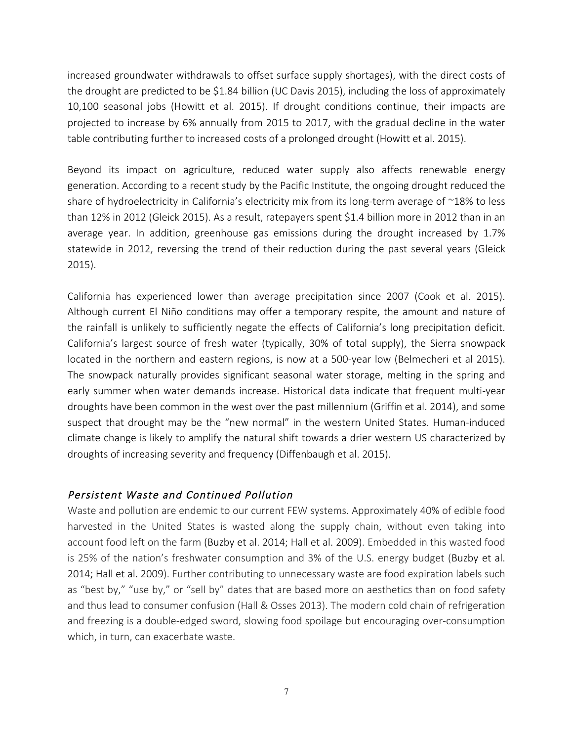increased groundwater withdrawals to offset surface supply shortages), with the direct costs of the drought are predicted to be $1.84 billion (UC Davis 2015), including the loss of approximately 10,100 seasonal jobs (Howitt et al. 2015). If drought conditions continue, their impacts are projected to increase by 6% annually from 2015 to 2017, with the gradual decline in the water table contributing further to increased costs of a prolonged drought (Howitt et al. 2015).

Beyond its impact on agriculture, reduced water supply also affects renewable energy generation. According to a recent study by the Pacific Institute, the ongoing drought reduced the share of hydroelectricity in California's electricity mix from its long-term average of ~18% to less than 12% in 2012 (Gleick 2015). As a result, ratepayers spent $1.4 billion more in 2012 than in an average year. In addition, greenhouse gas emissions during the drought increased by 1.7% statewide in 2012, reversing the trend of their reduction during the past several years (Gleick 2015).

California has experienced lower than average precipitation since 2007 (Cook et al. 2015). Although current El Niño conditions may offer a temporary respite, the amount and nature of the rainfall is unlikely to sufficiently negate the effects of California's long precipitation deficit. California's largest source of fresh water (typically, 30% of total supply), the Sierra snowpack located in the northern and eastern regions, is now at a 500-year low (Belmecheri et al 2015). The snowpack naturally provides significant seasonal water storage, melting in the spring and early summer when water demands increase. Historical data indicate that frequent multi-year droughts have been common in the west over the past millennium (Griffin et al. 2014), and some suspect that drought may be the "new normal" in the western United States. Human-induced climate change is likely to amplify the natural shift towards a drier western US characterized by droughts of increasing severity and frequency (Diffenbaugh et al. 2015).

### *Persistent Waste and Continued Pollution*

Waste and pollution are endemic to our current FEW systems. Approximately 40% of edible food harvested in the United States is wasted along the supply chain, without even taking into account food left on the farm (Buzby et al. 2014; Hall et al. 2009). Embedded in this wasted food is 25% of the nation's freshwater consumption and 3% of the U.S. energy budget (Buzby et al. 2014; Hall et al. 2009). Further contributing to unnecessary waste are food expiration labels such as "best by," "use by," or "sell by" dates that are based more on aesthetics than on food safety and thus lead to consumer confusion (Hall & Osses 2013). The modern cold chain of refrigeration and freezing is a double-edged sword, slowing food spoilage but encouraging over-consumption which, in turn, can exacerbate waste.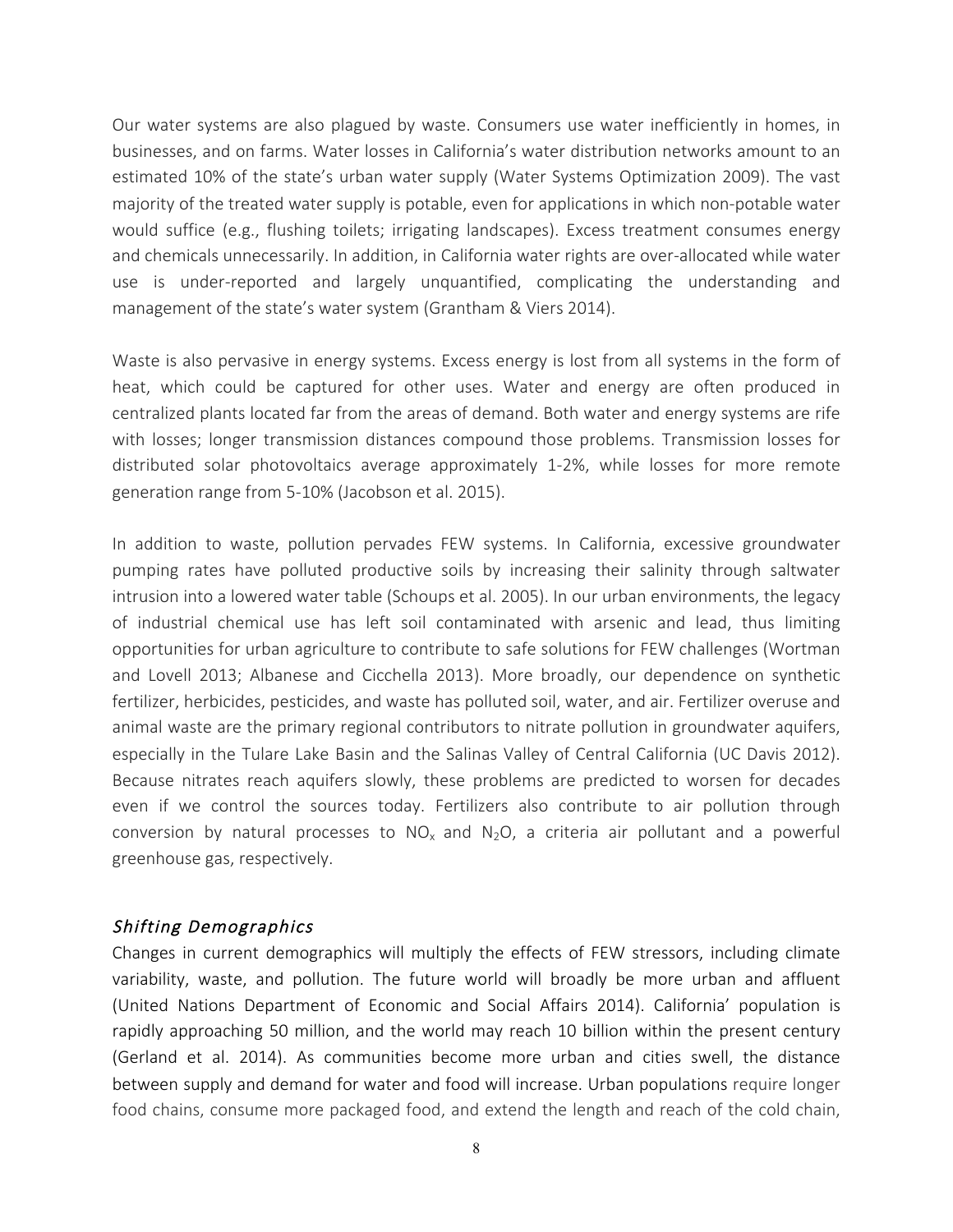Our water systems are also plagued by waste. Consumers use water inefficiently in homes, in businesses, and on farms. Water losses in California's water distribution networks amount to an estimated 10% of the state's urban water supply (Water Systems Optimization 2009). The vast majority of the treated water supply is potable, even for applications in which non-potable water would suffice (e.g., flushing toilets; irrigating landscapes). Excess treatment consumes energy and chemicals unnecessarily. In addition, in California water rights are over-allocated while water use is under-reported and largely unquantified, complicating the understanding and management of the state's water system (Grantham & Viers 2014).

Waste is also pervasive in energy systems. Excess energy is lost from all systems in the form of heat, which could be captured for other uses. Water and energy are often produced in centralized plants located far from the areas of demand. Both water and energy systems are rife with losses; longer transmission distances compound those problems. Transmission losses for distributed solar photovoltaics average approximately 1-2%, while losses for more remote generation range from 5-10% (Jacobson et al. 2015).

In addition to waste, pollution pervades FEW systems. In California, excessive groundwater pumping rates have polluted productive soils by increasing their salinity through saltwater intrusion into a lowered water table (Schoups et al. 2005). In our urban environments, the legacy of industrial chemical use has left soil contaminated with arsenic and lead, thus limiting opportunities for urban agriculture to contribute to safe solutions for FEW challenges (Wortman and Lovell 2013; Albanese and Cicchella 2013). More broadly, our dependence on synthetic fertilizer, herbicides, pesticides, and waste has polluted soil, water, and air. Fertilizer overuse and animal waste are the primary regional contributors to nitrate pollution in groundwater aquifers, especially in the Tulare Lake Basin and the Salinas Valley of Central California (UC Davis 2012). Because nitrates reach aquifers slowly, these problems are predicted to worsen for decades even if we control the sources today. Fertilizers also contribute to air pollution through conversion by natural processes to $NO_x$ and $N_2O$, a criteria air pollutant and a powerful greenhouse gas, respectively.

### *Shifting Demographics*

Changes in current demographics will multiply the effects of FEW stressors, including climate variability, waste, and pollution. The future world will broadly be more urban and affluent (United Nations Department of Economic and Social Affairs 2014). California' population is rapidly approaching 50 million, and the world may reach 10 billion within the present century (Gerland et al. 2014). As communities become more urban and cities swell, the distance between supply and demand for water and food will increase. Urban populations require longer food chains, consume more packaged food, and extend the length and reach of the cold chain,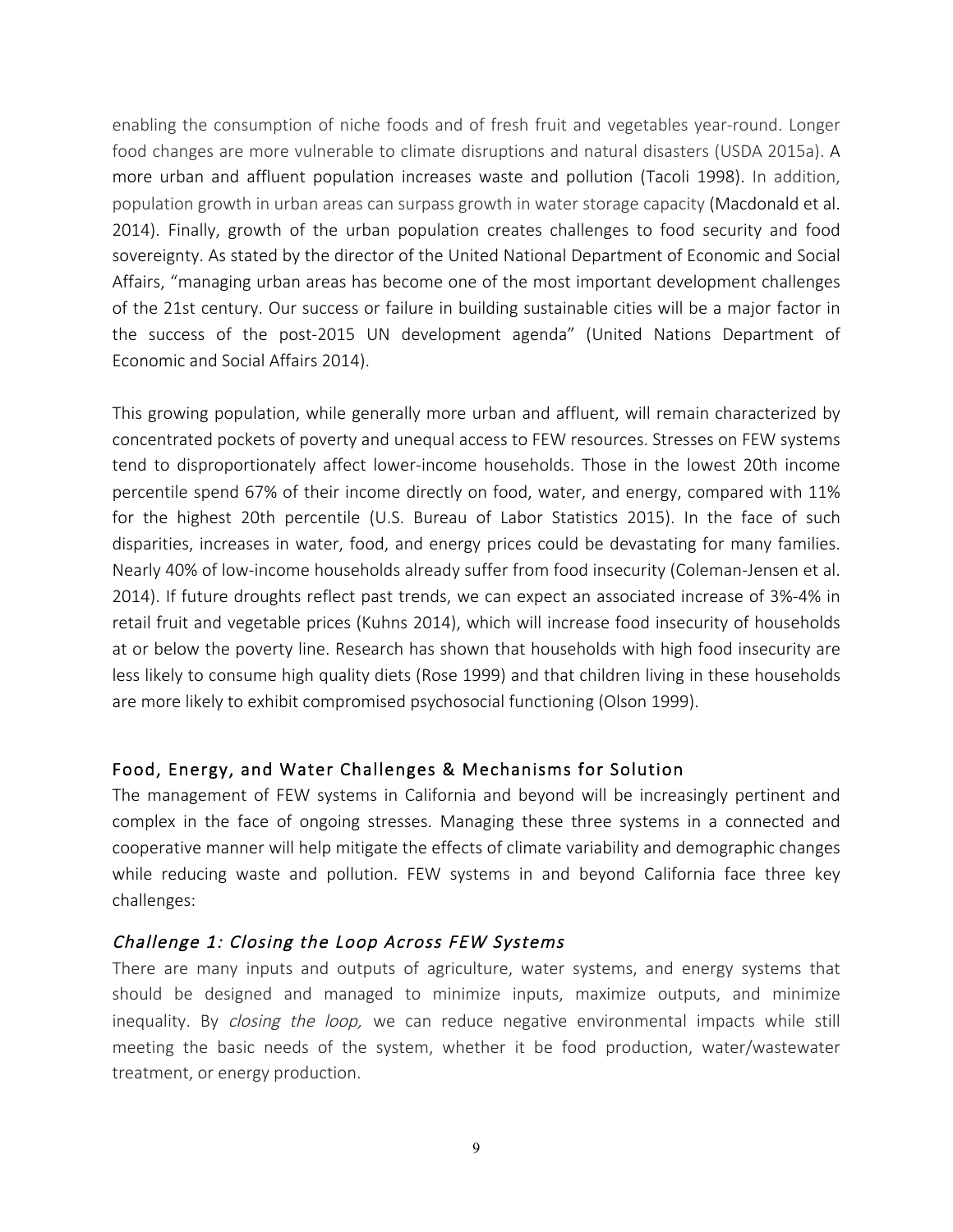enabling the consumption of niche foods and of fresh fruit and vegetables year-round. Longer food changes are more vulnerable to climate disruptions and natural disasters (USDA 2015a). A more urban and affluent population increases waste and pollution (Tacoli 1998). In addition, population growth in urban areas can surpass growth in water storage capacity (Macdonald et al. 2014). Finally, growth of the urban population creates challenges to food security and food sovereignty. As stated by the director of the United National Department of Economic and Social Affairs, "managing urban areas has become one of the most important development challenges of the 21st century. Our success or failure in building sustainable cities will be a major factor in the success of the post-2015 UN development agenda" (United Nations Department of Economic and Social Affairs 2014).

This growing population, while generally more urban and affluent, will remain characterized by concentrated pockets of poverty and unequal access to FEW resources. Stresses on FEW systems tend to disproportionately affect lower-income households. Those in the lowest 20th income percentile spend 67% of their income directly on food, water, and energy, compared with 11% for the highest 20th percentile (U.S. Bureau of Labor Statistics 2015). In the face of such disparities, increases in water, food, and energy prices could be devastating for many families. Nearly 40% of low-income households already suffer from food insecurity (Coleman-Jensen et al. 2014). If future droughts reflect past trends, we can expect an associated increase of 3%-4% in retail fruit and vegetable prices (Kuhns 2014), which will increase food insecurity of households at or below the poverty line. Research has shown that households with high food insecurity are less likely to consume high quality diets (Rose 1999) and that children living in these households are more likely to exhibit compromised psychosocial functioning (Olson 1999).

## Food, Energy, and Water Challenges & Mechanisms for Solution

The management of FEW systems in California and beyond will be increasingly pertinent and complex in the face of ongoing stresses. Managing these three systems in a connected and cooperative manner will help mitigate the effects of climate variability and demographic changes while reducing waste and pollution. FEW systems in and beyond California face three key challenges:

### *Challenge 1: Closing the Loop Across FEW Systems*

There are many inputs and outputs of agriculture, water systems, and energy systems that should be designed and managed to minimize inputs, maximize outputs, and minimize inequality. By *closing the loop,* we can reduce negative environmental impacts while still meeting the basic needs of the system, whether it be food production, water/wastewater treatment, or energy production.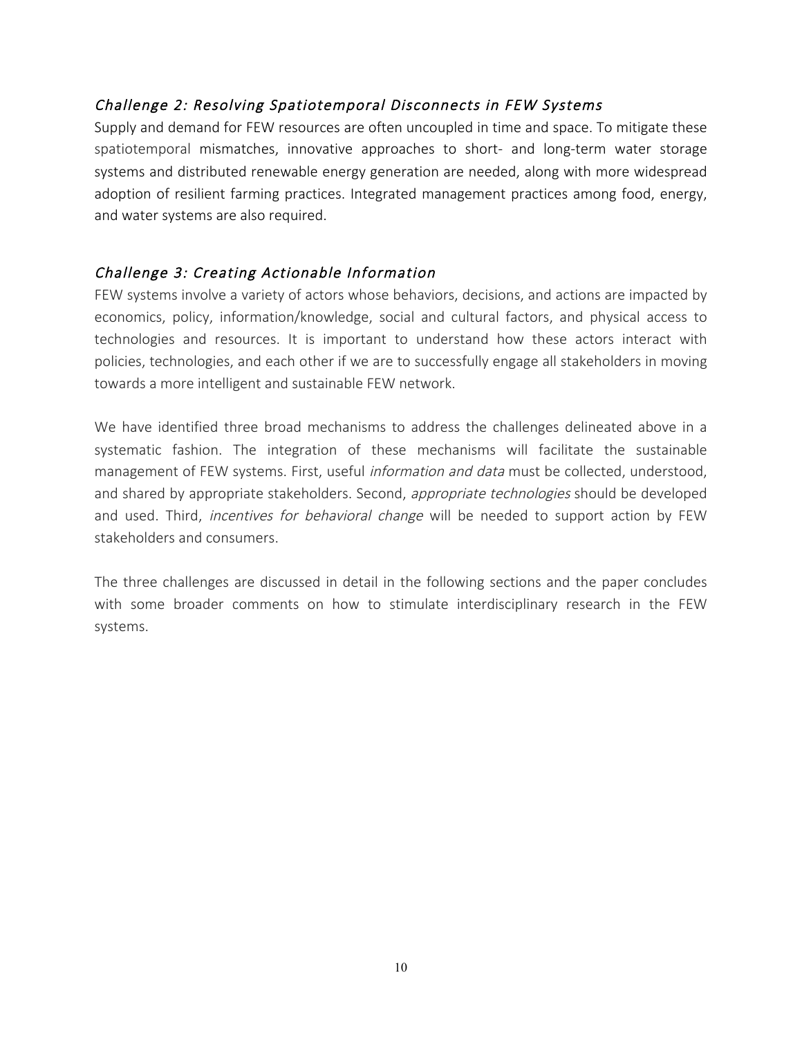### *Challenge 2: Resolving Spatiotemporal Disconnects in FEW Systems*

Supply and demand for FEW resources are often uncoupled in time and space. To mitigate these spatiotemporal mismatches, innovative approaches to short- and long-term water storage systems and distributed renewable energy generation are needed, along with more widespread adoption of resilient farming practices. Integrated management practices among food, energy, and water systems are also required.

### *Challenge 3: Creating Actionable Information*

FEW systems involve a variety of actors whose behaviors, decisions, and actions are impacted by economics, policy, information/knowledge, social and cultural factors, and physical access to technologies and resources. It is important to understand how these actors interact with policies, technologies, and each other if we are to successfully engage all stakeholders in moving towards a more intelligent and sustainable FEW network.

We have identified three broad mechanisms to address the challenges delineated above in a systematic fashion. The integration of these mechanisms will facilitate the sustainable management of FEW systems. First, useful *information and data* must be collected, understood, and shared by appropriate stakeholders. Second, *appropriate technologies* should be developed and used. Third, *incentives for behavioral change* will be needed to support action by FEW stakeholders and consumers.

The three challenges are discussed in detail in the following sections and the paper concludes with some broader comments on how to stimulate interdisciplinary research in the FEW systems.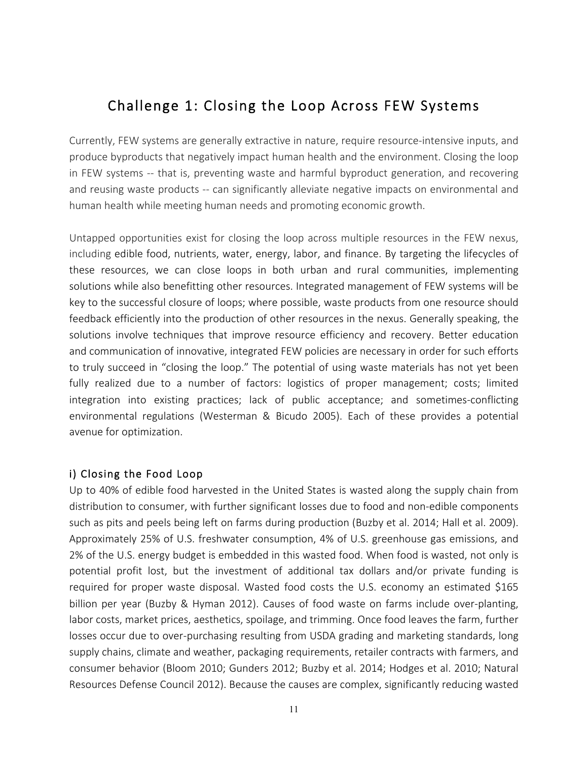## Challenge 1: Closing the Loop Across FEW Systems

Currently, FEW systems are generally extractive in nature, require resource-intensive inputs, and produce byproducts that negatively impact human health and the environment. Closing the loop in FEW systems -- that is, preventing waste and harmful byproduct generation, and recovering and reusing waste products -- can significantly alleviate negative impacts on environmental and human health while meeting human needs and promoting economic growth.

Untapped opportunities exist for closing the loop across multiple resources in the FEW nexus, including edible food, nutrients, water, energy, labor, and finance. By targeting the lifecycles of these resources, we can close loops in both urban and rural communities, implementing solutions while also benefitting other resources. Integrated management of FEW systems will be key to the successful closure of loops; where possible, waste products from one resource should feedback efficiently into the production of other resources in the nexus. Generally speaking, the solutions involve techniques that improve resource efficiency and recovery. Better education and communication of innovative, integrated FEW policies are necessary in order for such efforts to truly succeed in "closing the loop." The potential of using waste materials has not yet been fully realized due to a number of factors: logistics of proper management; costs; limited integration into existing practices; lack of public acceptance; and sometimes-conflicting environmental regulations (Westerman & Bicudo 2005). Each of these provides a potential avenue for optimization.

### i) Closing the Food Loop

Up to 40% of edible food harvested in the United States is wasted along the supply chain from distribution to consumer, with further significant losses due to food and non-edible components such as pits and peels being left on farms during production (Buzby et al. 2014; Hall et al. 2009). Approximately 25% of U.S. freshwater consumption, 4% of U.S. greenhouse gas emissions, and 2% of the U.S. energy budget is embedded in this wasted food. When food is wasted, not only is potential profit lost, but the investment of additional tax dollars and/or private funding is required for proper waste disposal. Wasted food costs the U.S. economy an estimated $165 billion per year (Buzby & Hyman 2012). Causes of food waste on farms include over-planting, labor costs, market prices, aesthetics, spoilage, and trimming. Once food leaves the farm, further losses occur due to over-purchasing resulting from USDA grading and marketing standards, long supply chains, climate and weather, packaging requirements, retailer contracts with farmers, and consumer behavior (Bloom 2010; Gunders 2012; Buzby et al. 2014; Hodges et al. 2010; Natural Resources Defense Council 2012). Because the causes are complex, significantly reducing wasted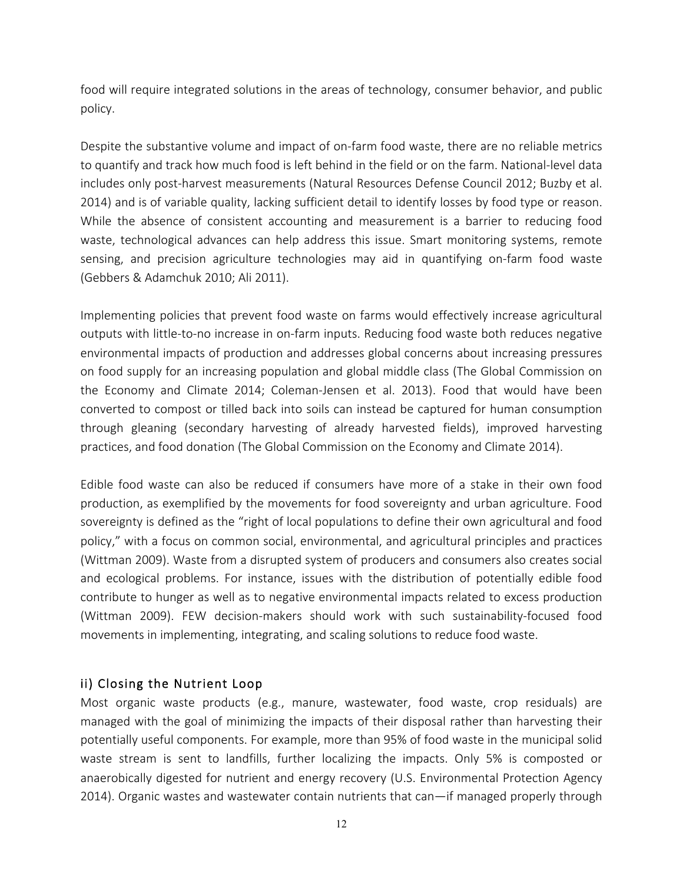food will require integrated solutions in the areas of technology, consumer behavior, and public policy.

Despite the substantive volume and impact of on-farm food waste, there are no reliable metrics to quantify and track how much food is left behind in the field or on the farm. National-level data includes only post-harvest measurements (Natural Resources Defense Council 2012; Buzby et al. 2014) and is of variable quality, lacking sufficient detail to identify losses by food type or reason. While the absence of consistent accounting and measurement is a barrier to reducing food waste, technological advances can help address this issue. Smart monitoring systems, remote sensing, and precision agriculture technologies may aid in quantifying on-farm food waste (Gebbers & Adamchuk 2010; Ali 2011).

Implementing policies that prevent food waste on farms would effectively increase agricultural outputs with little-to-no increase in on-farm inputs. Reducing food waste both reduces negative environmental impacts of production and addresses global concerns about increasing pressures on food supply for an increasing population and global middle class (The Global Commission on the Economy and Climate 2014; Coleman-Jensen et al. 2013). Food that would have been converted to compost or tilled back into soils can instead be captured for human consumption through gleaning (secondary harvesting of already harvested fields), improved harvesting practices, and food donation (The Global Commission on the Economy and Climate 2014).

Edible food waste can also be reduced if consumers have more of a stake in their own food production, as exemplified by the movements for food sovereignty and urban agriculture. Food sovereignty is defined as the "right of local populations to define their own agricultural and food policy," with a focus on common social, environmental, and agricultural principles and practices (Wittman 2009). Waste from a disrupted system of producers and consumers also creates social and ecological problems. For instance, issues with the distribution of potentially edible food contribute to hunger as well as to negative environmental impacts related to excess production (Wittman 2009). FEW decision-makers should work with such sustainability-focused food movements in implementing, integrating, and scaling solutions to reduce food waste.

### ii) Closing the Nutrient Loop

Most organic waste products (e.g., manure, wastewater, food waste, crop residuals) are managed with the goal of minimizing the impacts of their disposal rather than harvesting their potentially useful components. For example, more than 95% of food waste in the municipal solid waste stream is sent to landfills, further localizing the impacts. Only 5% is composted or anaerobically digested for nutrient and energy recovery (U.S. Environmental Protection Agency 2014). Organic wastes and wastewater contain nutrients that can—if managed properly through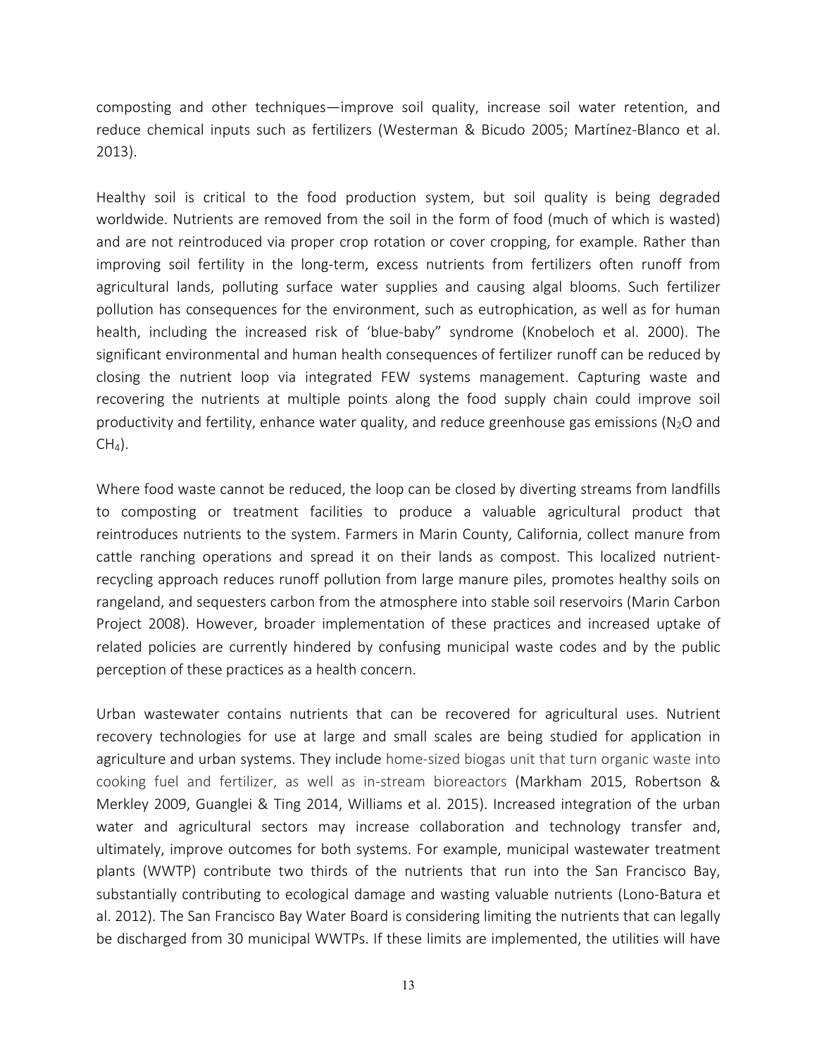composting and other techniques—improve soil quality, increase soil water retention, and reduce chemical inputs such as fertilizers (Westerman & Bicudo 2005; Martínez-Blanco et al. 2013).

Healthy soil is critical to the food production system, but soil quality is being degraded worldwide. Nutrients are removed from the soil in the form of food (much of which is wasted) and are not reintroduced via proper crop rotation or cover cropping, for example. Rather than improving soil fertility in the long-term, excess nutrients from fertilizers often runoff from agricultural lands, polluting surface water supplies and causing algal blooms. Such fertilizer pollution has consequences for the environment, such as eutrophication, as well as for human health, including the increased risk of 'blue-baby" syndrome (Knobeloch et al. 2000). The significant environmental and human health consequences of fertilizer runoff can be reduced by closing the nutrient loop via integrated FEW systems management. Capturing waste and recovering the nutrients at multiple points along the food supply chain could improve soil productivity and fertility, enhance water quality, and reduce greenhouse gas emissions ($N_2O$ and $CH_4$).

Where food waste cannot be reduced, the loop can be closed by diverting streams from landfills to composting or treatment facilities to produce a valuable agricultural product that reintroduces nutrients to the system. Farmers in Marin County, California, collect manure from cattle ranching operations and spread it on their lands as compost. This localized nutrient-recycling approach reduces runoff pollution from large manure piles, promotes healthy soils on rangeland, and sequesters carbon from the atmosphere into stable soil reservoirs (Marin Carbon Project 2008). However, broader implementation of these practices and increased uptake of related policies are currently hindered by confusing municipal waste codes and by the public perception of these practices as a health concern.

Urban wastewater contains nutrients that can be recovered for agricultural uses. Nutrient recovery technologies for use at large and small scales are being studied for application in agriculture and urban systems. They include home-sized biogas unit that turn organic waste into cooking fuel and fertilizer, as well as in-stream bioreactors (Markham 2015, Robertson & Merkley 2009, Guanglei & Ting 2014, Williams et al. 2015). Increased integration of the urban water and agricultural sectors may increase collaboration and technology transfer and, ultimately, improve outcomes for both systems. For example, municipal wastewater treatment plants (WWTP) contribute two thirds of the nutrients that run into the San Francisco Bay, substantially contributing to ecological damage and wasting valuable nutrients (Lono-Batura et al. 2012). The San Francisco Bay Water Board is considering limiting the nutrients that can legally be discharged from 30 municipal WWTPs. If these limits are implemented, the utilities will have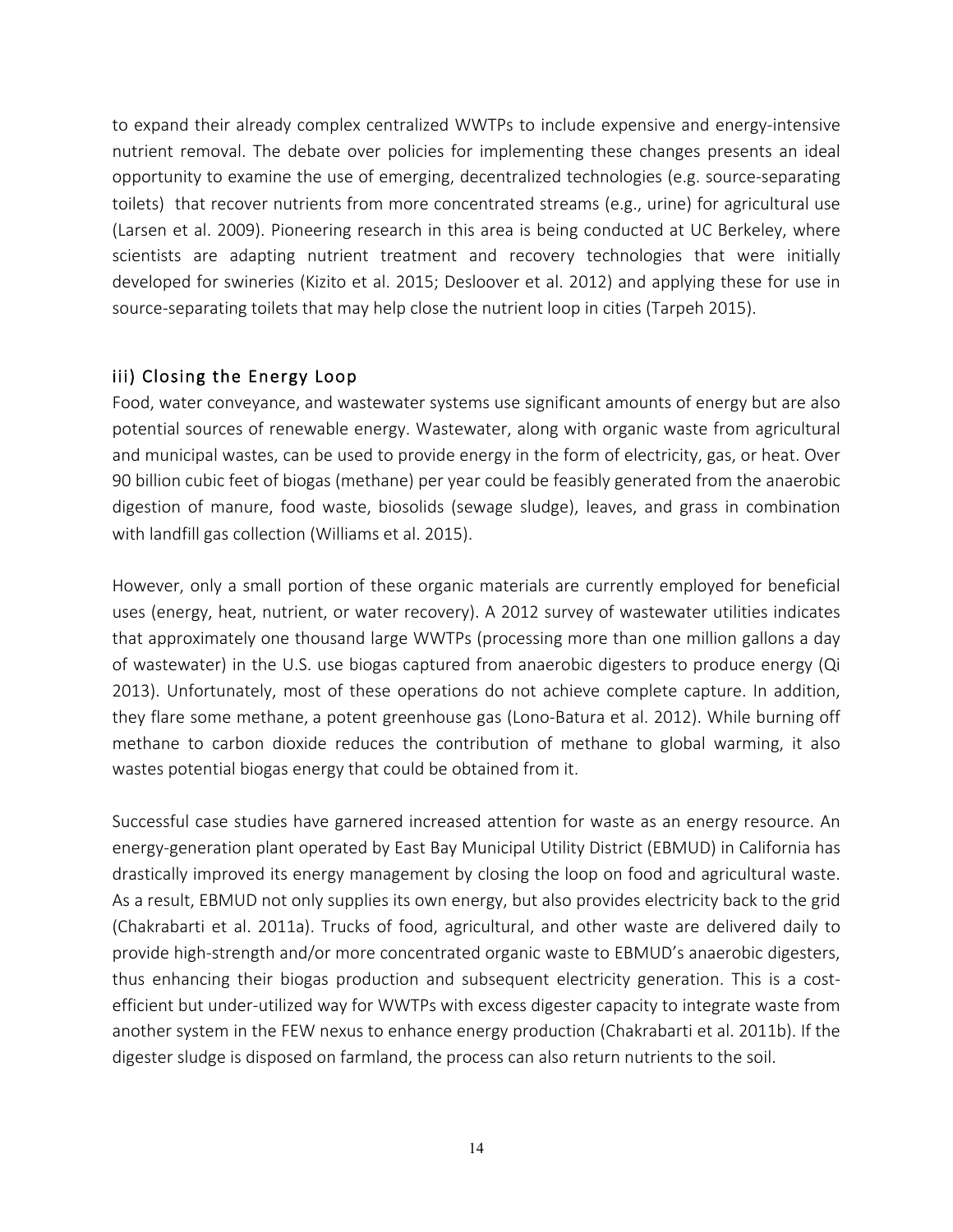to expand their already complex centralized WWTPs to include expensive and energy-intensive nutrient removal. The debate over policies for implementing these changes presents an ideal opportunity to examine the use of emerging, decentralized technologies (e.g. source-separating toilets) that recover nutrients from more concentrated streams (e.g., urine) for agricultural use (Larsen et al. 2009). Pioneering research in this area is being conducted at UC Berkeley, where scientists are adapting nutrient treatment and recovery technologies that were initially developed for swineries (Kizito et al. 2015; Desloover et al. 2012) and applying these for use in source-separating toilets that may help close the nutrient loop in cities (Tarpeh 2015).

### iii) Closing the Energy Loop

Food, water conveyance, and wastewater systems use significant amounts of energy but are also potential sources of renewable energy. Wastewater, along with organic waste from agricultural and municipal wastes, can be used to provide energy in the form of electricity, gas, or heat. Over 90 billion cubic feet of biogas (methane) per year could be feasibly generated from the anaerobic digestion of manure, food waste, biosolids (sewage sludge), leaves, and grass in combination with landfill gas collection (Williams et al. 2015).

However, only a small portion of these organic materials are currently employed for beneficial uses (energy, heat, nutrient, or water recovery). A 2012 survey of wastewater utilities indicates that approximately one thousand large WWTPs (processing more than one million gallons a day of wastewater) in the U.S. use biogas captured from anaerobic digesters to produce energy (Qi 2013). Unfortunately, most of these operations do not achieve complete capture. In addition, they flare some methane, a potent greenhouse gas (Lono-Batura et al. 2012). While burning off methane to carbon dioxide reduces the contribution of methane to global warming, it also wastes potential biogas energy that could be obtained from it.

Successful case studies have garnered increased attention for waste as an energy resource. An energy-generation plant operated by East Bay Municipal Utility District (EBMUD) in California has drastically improved its energy management by closing the loop on food and agricultural waste. As a result, EBMUD not only supplies its own energy, but also provides electricity back to the grid (Chakrabarti et al. 2011a). Trucks of food, agricultural, and other waste are delivered daily to provide high-strength and/or more concentrated organic waste to EBMUD's anaerobic digesters, thus enhancing their biogas production and subsequent electricity generation. This is a cost-efficient but under-utilized way for WWTPs with excess digester capacity to integrate waste from another system in the FEW nexus to enhance energy production (Chakrabarti et al. 2011b). If the digester sludge is disposed on farmland, the process can also return nutrients to the soil.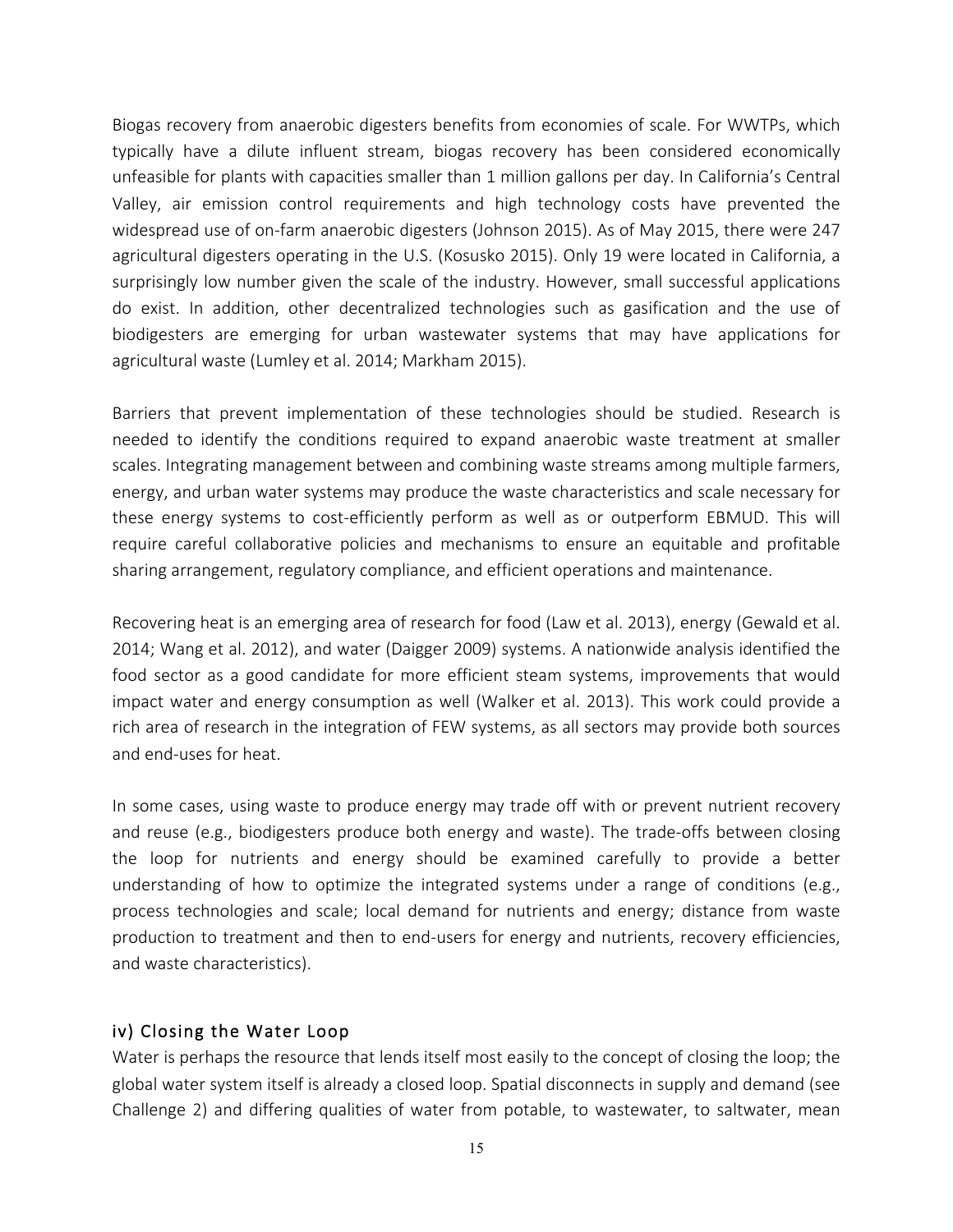Biogas recovery from anaerobic digesters benefits from economies of scale. For WWTPs, which typically have a dilute influent stream, biogas recovery has been considered economically unfeasible for plants with capacities smaller than 1 million gallons per day. In California's Central Valley, air emission control requirements and high technology costs have prevented the widespread use of on-farm anaerobic digesters (Johnson 2015). As of May 2015, there were 247 agricultural digesters operating in the U.S. (Kosusko 2015). Only 19 were located in California, a surprisingly low number given the scale of the industry. However, small successful applications do exist. In addition, other decentralized technologies such as gasification and the use of biodigesters are emerging for urban wastewater systems that may have applications for agricultural waste (Lumley et al. 2014; Markham 2015).

Barriers that prevent implementation of these technologies should be studied. Research is needed to identify the conditions required to expand anaerobic waste treatment at smaller scales. Integrating management between and combining waste streams among multiple farmers, energy, and urban water systems may produce the waste characteristics and scale necessary for these energy systems to cost-efficiently perform as well as or outperform EBMUD. This will require careful collaborative policies and mechanisms to ensure an equitable and profitable sharing arrangement, regulatory compliance, and efficient operations and maintenance.

Recovering heat is an emerging area of research for food (Law et al. 2013), energy (Gewald et al. 2014; Wang et al. 2012), and water (Daigger 2009) systems. A nationwide analysis identified the food sector as a good candidate for more efficient steam systems, improvements that would impact water and energy consumption as well (Walker et al. 2013). This work could provide a rich area of research in the integration of FEW systems, as all sectors may provide both sources and end-uses for heat.

In some cases, using waste to produce energy may trade off with or prevent nutrient recovery and reuse (e.g., biodigesters produce both energy and waste). The trade-offs between closing the loop for nutrients and energy should be examined carefully to provide a better understanding of how to optimize the integrated systems under a range of conditions (e.g., process technologies and scale; local demand for nutrients and energy; distance from waste production to treatment and then to end-users for energy and nutrients, recovery efficiencies, and waste characteristics).

### iv) Closing the Water Loop

Water is perhaps the resource that lends itself most easily to the concept of closing the loop; the global water system itself is already a closed loop. Spatial disconnects in supply and demand (see Challenge 2) and differing qualities of water from potable, to wastewater, to saltwater, mean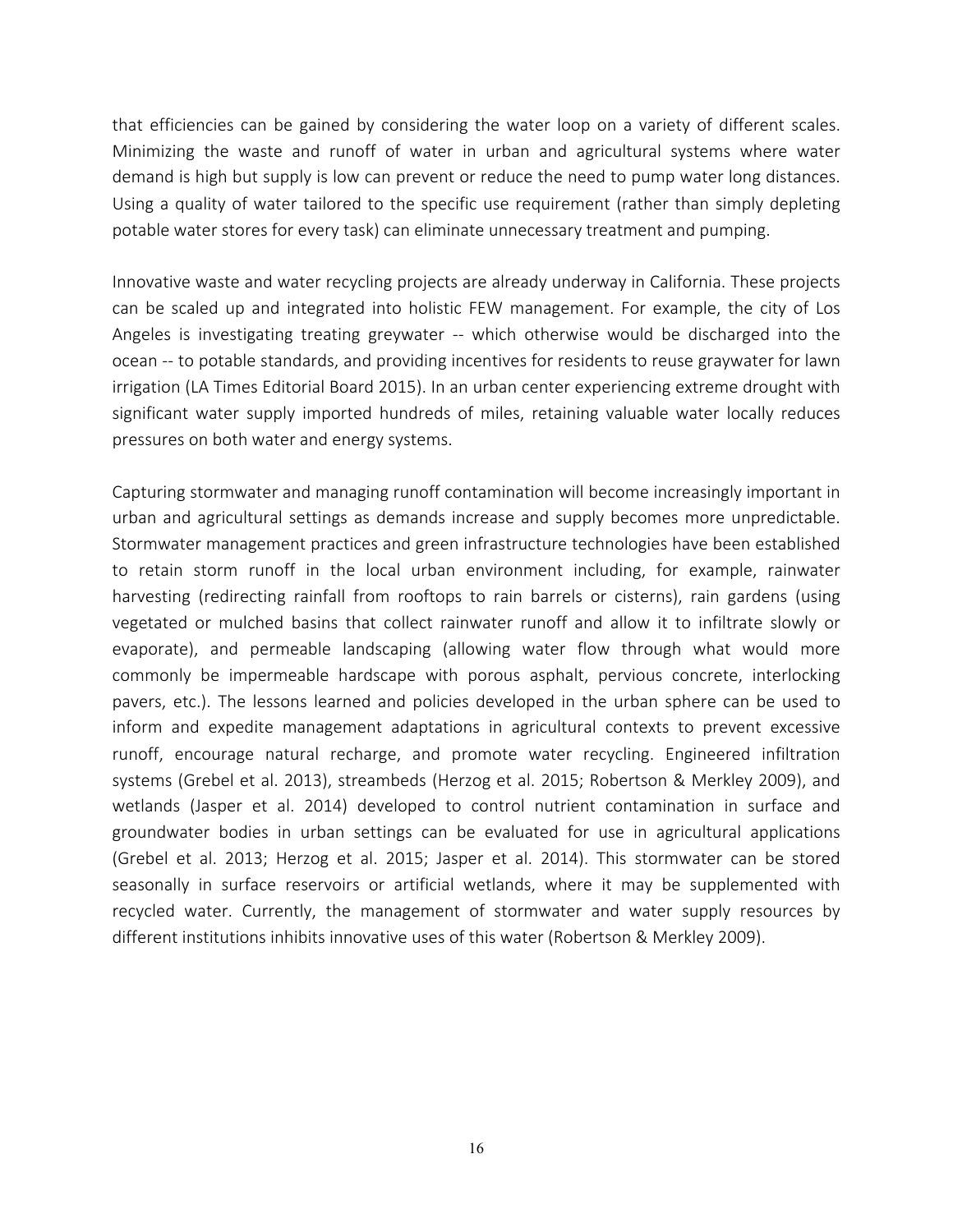that efficiencies can be gained by considering the water loop on a variety of different scales. Minimizing the waste and runoff of water in urban and agricultural systems where water demand is high but supply is low can prevent or reduce the need to pump water long distances. Using a quality of water tailored to the specific use requirement (rather than simply depleting potable water stores for every task) can eliminate unnecessary treatment and pumping.

Innovative waste and water recycling projects are already underway in California. These projects can be scaled up and integrated into holistic FEW management. For example, the city of Los Angeles is investigating treating greywater -- which otherwise would be discharged into the ocean -- to potable standards, and providing incentives for residents to reuse graywater for lawn irrigation (LA Times Editorial Board 2015). In an urban center experiencing extreme drought with significant water supply imported hundreds of miles, retaining valuable water locally reduces pressures on both water and energy systems.

Capturing stormwater and managing runoff contamination will become increasingly important in urban and agricultural settings as demands increase and supply becomes more unpredictable. Stormwater management practices and green infrastructure technologies have been established to retain storm runoff in the local urban environment including, for example, rainwater harvesting (redirecting rainfall from rooftops to rain barrels or cisterns), rain gardens (using vegetated or mulched basins that collect rainwater runoff and allow it to infiltrate slowly or evaporate), and permeable landscaping (allowing water flow through what would more commonly be impermeable hardscape with porous asphalt, pervious concrete, interlocking pavers, etc.). The lessons learned and policies developed in the urban sphere can be used to inform and expedite management adaptations in agricultural contexts to prevent excessive runoff, encourage natural recharge, and promote water recycling. Engineered infiltration systems (Grebel et al. 2013), streambeds (Herzog et al. 2015; Robertson & Merkley 2009), and wetlands (Jasper et al. 2014) developed to control nutrient contamination in surface and groundwater bodies in urban settings can be evaluated for use in agricultural applications (Grebel et al. 2013; Herzog et al. 2015; Jasper et al. 2014). This stormwater can be stored seasonally in surface reservoirs or artificial wetlands, where it may be supplemented with recycled water. Currently, the management of stormwater and water supply resources by different institutions inhibits innovative uses of this water (Robertson & Merkley 2009).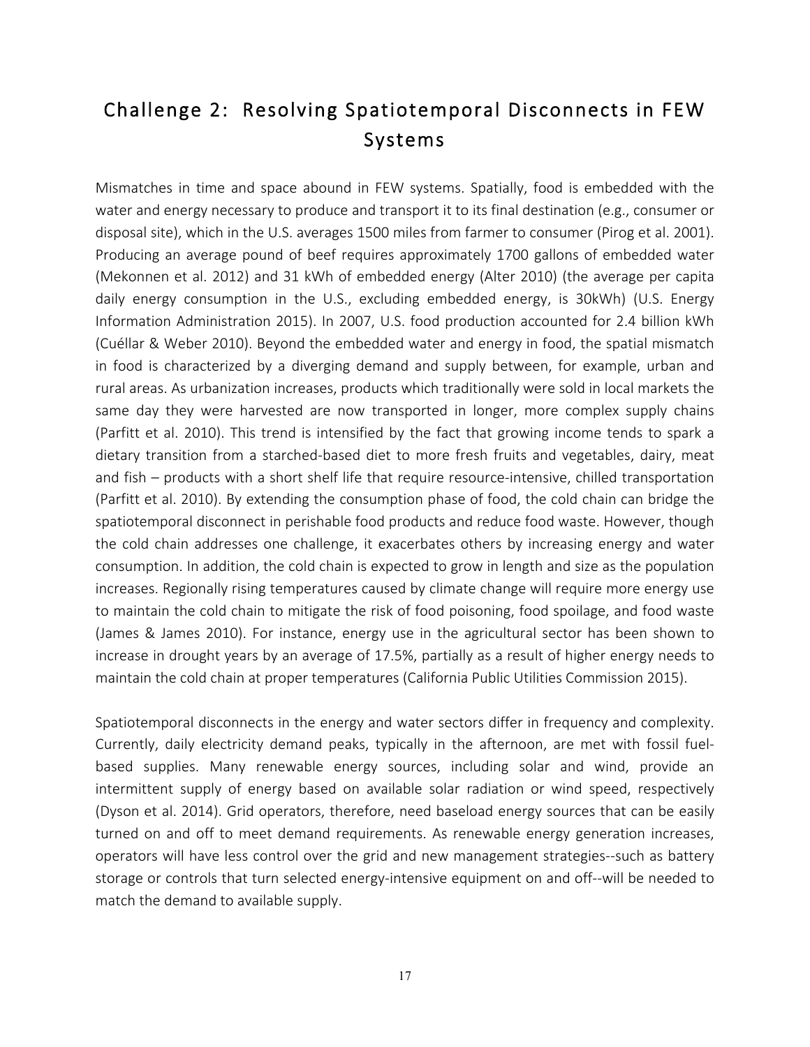## Challenge 2: Resolving Spatiotemporal Disconnects in FEW Systems

Mismatches in time and space abound in FEW systems. Spatially, food is embedded with the water and energy necessary to produce and transport it to its final destination (e.g., consumer or disposal site), which in the U.S. averages 1500 miles from farmer to consumer (Pirog et al. 2001). Producing an average pound of beef requires approximately 1700 gallons of embedded water (Mekonnen et al. 2012) and 31 kWh of embedded energy (Alter 2010) (the average per capita daily energy consumption in the U.S., excluding embedded energy, is 30kWh) (U.S. Energy Information Administration 2015). In 2007, U.S. food production accounted for 2.4 billion kWh (Cuéllar & Weber 2010). Beyond the embedded water and energy in food, the spatial mismatch in food is characterized by a diverging demand and supply between, for example, urban and rural areas. As urbanization increases, products which traditionally were sold in local markets the same day they were harvested are now transported in longer, more complex supply chains (Parfitt et al. 2010). This trend is intensified by the fact that growing income tends to spark a dietary transition from a starched-based diet to more fresh fruits and vegetables, dairy, meat and fish – products with a short shelf life that require resource-intensive, chilled transportation (Parfitt et al. 2010). By extending the consumption phase of food, the cold chain can bridge the spatiotemporal disconnect in perishable food products and reduce food waste. However, though the cold chain addresses one challenge, it exacerbates others by increasing energy and water consumption. In addition, the cold chain is expected to grow in length and size as the population increases. Regionally rising temperatures caused by climate change will require more energy use to maintain the cold chain to mitigate the risk of food poisoning, food spoilage, and food waste (James & James 2010). For instance, energy use in the agricultural sector has been shown to increase in drought years by an average of 17.5%, partially as a result of higher energy needs to maintain the cold chain at proper temperatures (California Public Utilities Commission 2015).

Spatiotemporal disconnects in the energy and water sectors differ in frequency and complexity. Currently, daily electricity demand peaks, typically in the afternoon, are met with fossil fuel-based supplies. Many renewable energy sources, including solar and wind, provide an intermittent supply of energy based on available solar radiation or wind speed, respectively (Dyson et al. 2014). Grid operators, therefore, need baseload energy sources that can be easily turned on and off to meet demand requirements. As renewable energy generation increases, operators will have less control over the grid and new management strategies--such as battery storage or controls that turn selected energy-intensive equipment on and off--will be needed to match the demand to available supply.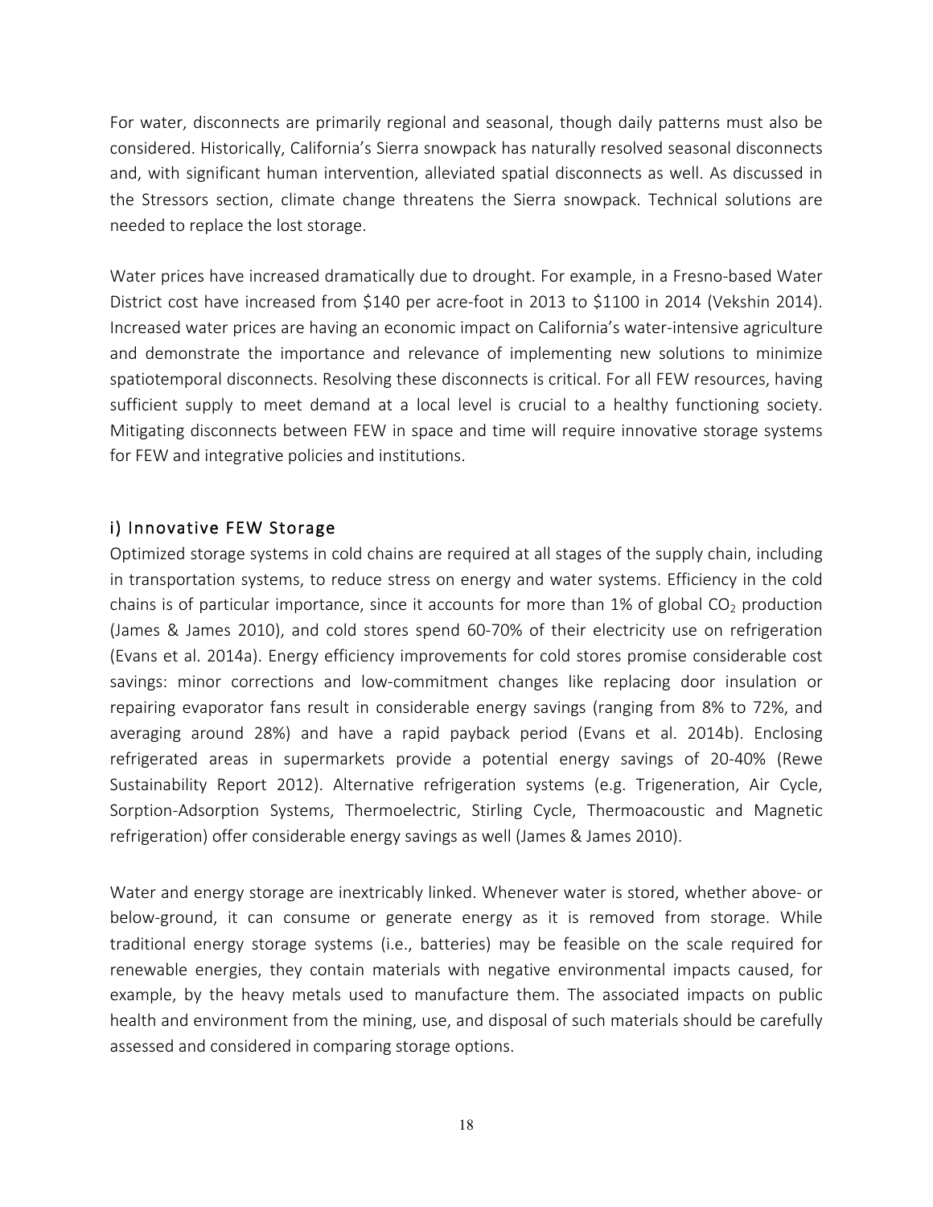For water, disconnects are primarily regional and seasonal, though daily patterns must also be considered. Historically, California's Sierra snowpack has naturally resolved seasonal disconnects and, with significant human intervention, alleviated spatial disconnects as well. As discussed in the Stressors section, climate change threatens the Sierra snowpack. Technical solutions are needed to replace the lost storage.

Water prices have increased dramatically due to drought. For example, in a Fresno-based Water District cost have increased from $140 per acre-foot in 2013 to $1100 in 2014 (Vekshin 2014). Increased water prices are having an economic impact on California's water-intensive agriculture and demonstrate the importance and relevance of implementing new solutions to minimize spatiotemporal disconnects. Resolving these disconnects is critical. For all FEW resources, having sufficient supply to meet demand at a local level is crucial to a healthy functioning society. Mitigating disconnects between FEW in space and time will require innovative storage systems for FEW and integrative policies and institutions.

### i) Innovative FEW Storage

Optimized storage systems in cold chains are required at all stages of the supply chain, including in transportation systems, to reduce stress on energy and water systems. Efficiency in the cold chains is of particular importance, since it accounts for more than 1% of global $CO_2$ production (James & James 2010), and cold stores spend 60-70% of their electricity use on refrigeration (Evans et al. 2014a). Energy efficiency improvements for cold stores promise considerable cost savings: minor corrections and low-commitment changes like replacing door insulation or repairing evaporator fans result in considerable energy savings (ranging from 8% to 72%, and averaging around 28%) and have a rapid payback period (Evans et al. 2014b). Enclosing refrigerated areas in supermarkets provide a potential energy savings of 20-40% (Rewe Sustainability Report 2012). Alternative refrigeration systems (e.g. Trigeneration, Air Cycle, Sorption-Adsorption Systems, Thermoelectric, Stirling Cycle, Thermoacoustic and Magnetic refrigeration) offer considerable energy savings as well (James & James 2010).

Water and energy storage are inextricably linked. Whenever water is stored, whether above- or below-ground, it can consume or generate energy as it is removed from storage. While traditional energy storage systems (i.e., batteries) may be feasible on the scale required for renewable energies, they contain materials with negative environmental impacts caused, for example, by the heavy metals used to manufacture them. The associated impacts on public health and environment from the mining, use, and disposal of such materials should be carefully assessed and considered in comparing storage options.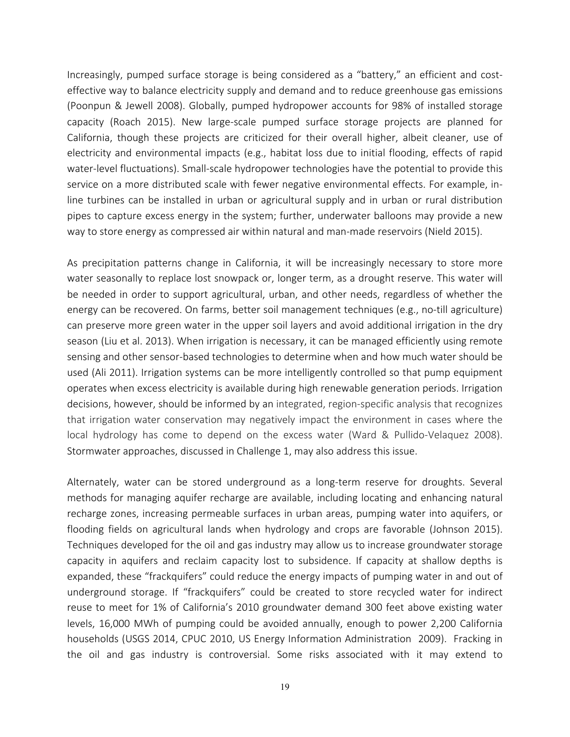Increasingly, pumped surface storage is being considered as a "battery," an efficient and cost-effective way to balance electricity supply and demand and to reduce greenhouse gas emissions (Poonpun & Jewell 2008). Globally, pumped hydropower accounts for 98% of installed storage capacity (Roach 2015). New large-scale pumped surface storage projects are planned for California, though these projects are criticized for their overall higher, albeit cleaner, use of electricity and environmental impacts (e.g., habitat loss due to initial flooding, effects of rapid water-level fluctuations). Small-scale hydropower technologies have the potential to provide this service on a more distributed scale with fewer negative environmental effects. For example, in-line turbines can be installed in urban or agricultural supply and in urban or rural distribution pipes to capture excess energy in the system; further, underwater balloons may provide a new way to store energy as compressed air within natural and man-made reservoirs (Nield 2015).

As precipitation patterns change in California, it will be increasingly necessary to store more water seasonally to replace lost snowpack or, longer term, as a drought reserve. This water will be needed in order to support agricultural, urban, and other needs, regardless of whether the energy can be recovered. On farms, better soil management techniques (e.g., no-till agriculture) can preserve more green water in the upper soil layers and avoid additional irrigation in the dry season (Liu et al. 2013). When irrigation is necessary, it can be managed efficiently using remote sensing and other sensor-based technologies to determine when and how much water should be used (Ali 2011). Irrigation systems can be more intelligently controlled so that pump equipment operates when excess electricity is available during high renewable generation periods. Irrigation decisions, however, should be informed by an integrated, region-specific analysis that recognizes that irrigation water conservation may negatively impact the environment in cases where the local hydrology has come to depend on the excess water (Ward & Pullido-Velaquez 2008). Stormwater approaches, discussed in Challenge 1, may also address this issue.

Alternately, water can be stored underground as a long-term reserve for droughts. Several methods for managing aquifer recharge are available, including locating and enhancing natural recharge zones, increasing permeable surfaces in urban areas, pumping water into aquifers, or flooding fields on agricultural lands when hydrology and crops are favorable (Johnson 2015). Techniques developed for the oil and gas industry may allow us to increase groundwater storage capacity in aquifers and reclaim capacity lost to subsidence. If capacity at shallow depths is expanded, these "frackquifers" could reduce the energy impacts of pumping water in and out of underground storage. If "frackquifers" could be created to store recycled water for indirect reuse to meet for 1% of California's 2010 groundwater demand 300 feet above existing water levels, 16,000 MWh of pumping could be avoided annually, enough to power 2,200 California households (USGS 2014, CPUC 2010, US Energy Information Administration 2009). Fracking in the oil and gas industry is controversial. Some risks associated with it may extend to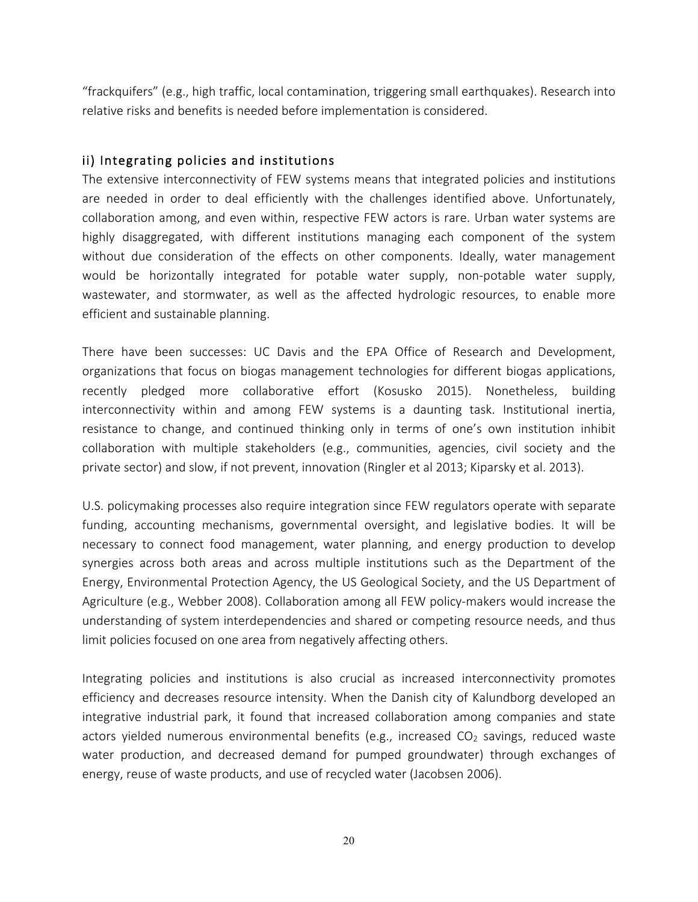"frackquifers" (e.g., high traffic, local contamination, triggering small earthquakes). Research into relative risks and benefits is needed before implementation is considered.

### ii) Integrating policies and institutions

The extensive interconnectivity of FEW systems means that integrated policies and institutions are needed in order to deal efficiently with the challenges identified above. Unfortunately, collaboration among, and even within, respective FEW actors is rare. Urban water systems are highly disaggregated, with different institutions managing each component of the system without due consideration of the effects on other components. Ideally, water management would be horizontally integrated for potable water supply, non-potable water supply, wastewater, and stormwater, as well as the affected hydrologic resources, to enable more efficient and sustainable planning.

There have been successes: UC Davis and the EPA Office of Research and Development, organizations that focus on biogas management technologies for different biogas applications, recently pledged more collaborative effort (Kosusko 2015). Nonetheless, building interconnectivity within and among FEW systems is a daunting task. Institutional inertia, resistance to change, and continued thinking only in terms of one's own institution inhibit collaboration with multiple stakeholders (e.g., communities, agencies, civil society and the private sector) and slow, if not prevent, innovation (Ringler et al 2013; Kiparsky et al. 2013).

U.S. policymaking processes also require integration since FEW regulators operate with separate funding, accounting mechanisms, governmental oversight, and legislative bodies. It will be necessary to connect food management, water planning, and energy production to develop synergies across both areas and across multiple institutions such as the Department of the Energy, Environmental Protection Agency, the US Geological Society, and the US Department of Agriculture (e.g., Webber 2008). Collaboration among all FEW policy-makers would increase the understanding of system interdependencies and shared or competing resource needs, and thus limit policies focused on one area from negatively affecting others.

Integrating policies and institutions is also crucial as increased interconnectivity promotes efficiency and decreases resource intensity. When the Danish city of Kalundborg developed an integrative industrial park, it found that increased collaboration among companies and state actors yielded numerous environmental benefits (e.g., increased $CO_2$ savings, reduced waste water production, and decreased demand for pumped groundwater) through exchanges of energy, reuse of waste products, and use of recycled water (Jacobsen 2006).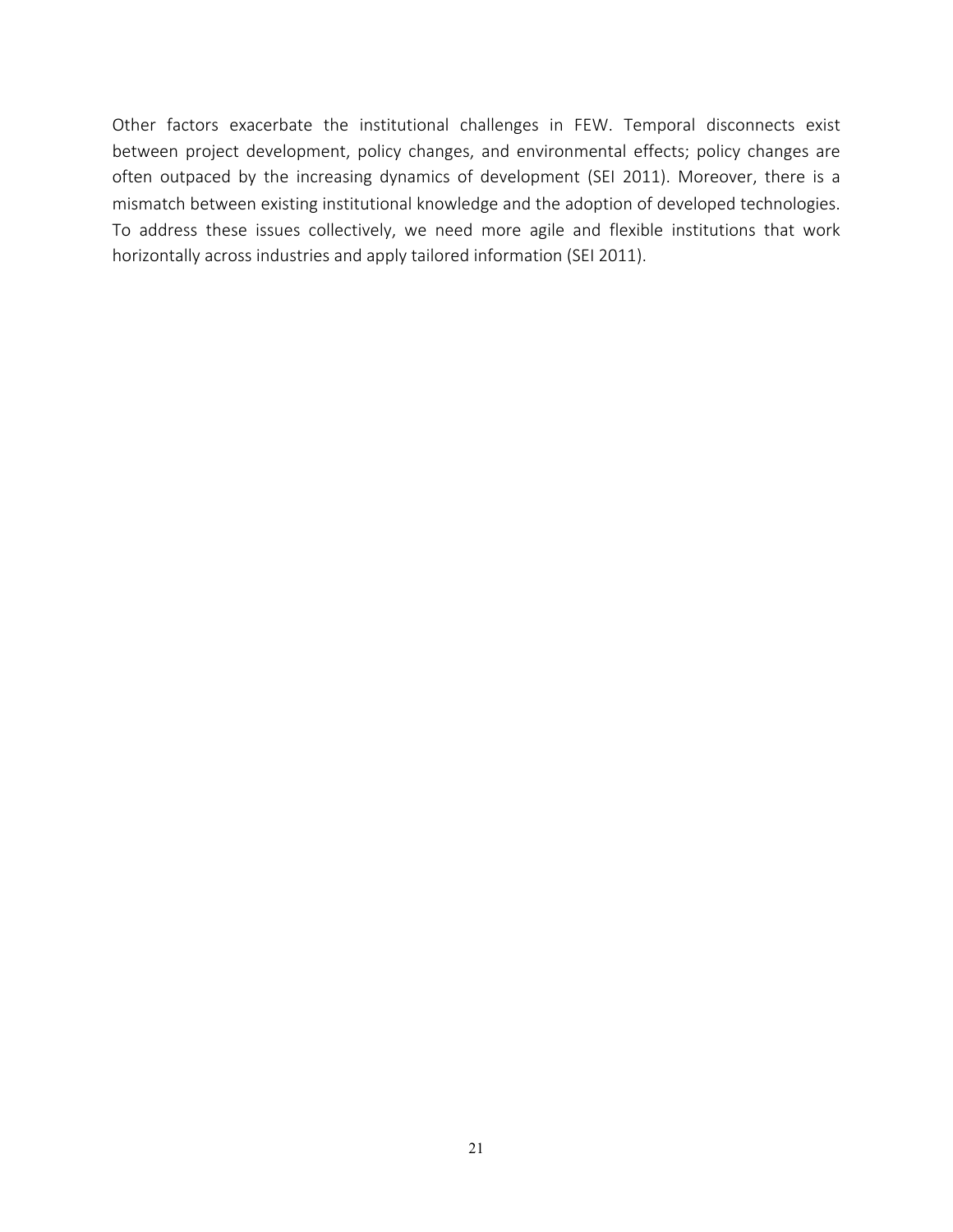Other factors exacerbate the institutional challenges in FEW. Temporal disconnects exist between project development, policy changes, and environmental effects; policy changes are often outpaced by the increasing dynamics of development (SEI 2011). Moreover, there is a mismatch between existing institutional knowledge and the adoption of developed technologies. To address these issues collectively, we need more agile and flexible institutions that work horizontally across industries and apply tailored information (SEI 2011).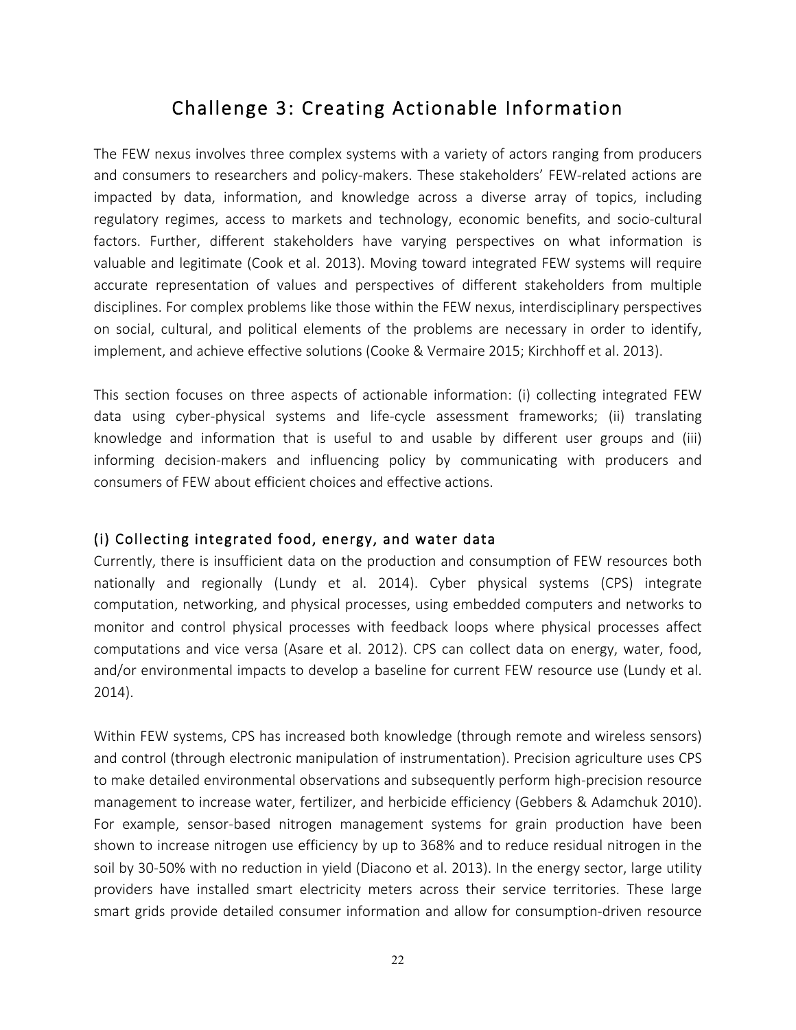# Challenge 3: Creating Actionable Information

The FEW nexus involves three complex systems with a variety of actors ranging from producers and consumers to researchers and policy-makers. These stakeholders' FEW-related actions are impacted by data, information, and knowledge across a diverse array of topics, including regulatory regimes, access to markets and technology, economic benefits, and socio-cultural factors. Further, different stakeholders have varying perspectives on what information is valuable and legitimate (Cook et al. 2013). Moving toward integrated FEW systems will require accurate representation of values and perspectives of different stakeholders from multiple disciplines. For complex problems like those within the FEW nexus, interdisciplinary perspectives on social, cultural, and political elements of the problems are necessary in order to identify, implement, and achieve effective solutions (Cooke & Vermaire 2015; Kirchhoff et al. 2013).

This section focuses on three aspects of actionable information: (i) collecting integrated FEW data using cyber-physical systems and life-cycle assessment frameworks; (ii) translating knowledge and information that is useful to and usable by different user groups and (iii) informing decision-makers and influencing policy by communicating with producers and consumers of FEW about efficient choices and effective actions.

### (i) Collecting integrated food, energy, and water data

Currently, there is insufficient data on the production and consumption of FEW resources both nationally and regionally (Lundy et al. 2014). Cyber physical systems (CPS) integrate computation, networking, and physical processes, using embedded computers and networks to monitor and control physical processes with feedback loops where physical processes affect computations and vice versa (Asare et al. 2012). CPS can collect data on energy, water, food, and/or environmental impacts to develop a baseline for current FEW resource use (Lundy et al. 2014).

Within FEW systems, CPS has increased both knowledge (through remote and wireless sensors) and control (through electronic manipulation of instrumentation). Precision agriculture uses CPS to make detailed environmental observations and subsequently perform high-precision resource management to increase water, fertilizer, and herbicide efficiency (Gebbers & Adamchuk 2010). For example, sensor-based nitrogen management systems for grain production have been shown to increase nitrogen use efficiency by up to 368% and to reduce residual nitrogen in the soil by 30-50% with no reduction in yield (Diacono et al. 2013). In the energy sector, large utility providers have installed smart electricity meters across their service territories. These large smart grids provide detailed consumer information and allow for consumption-driven resource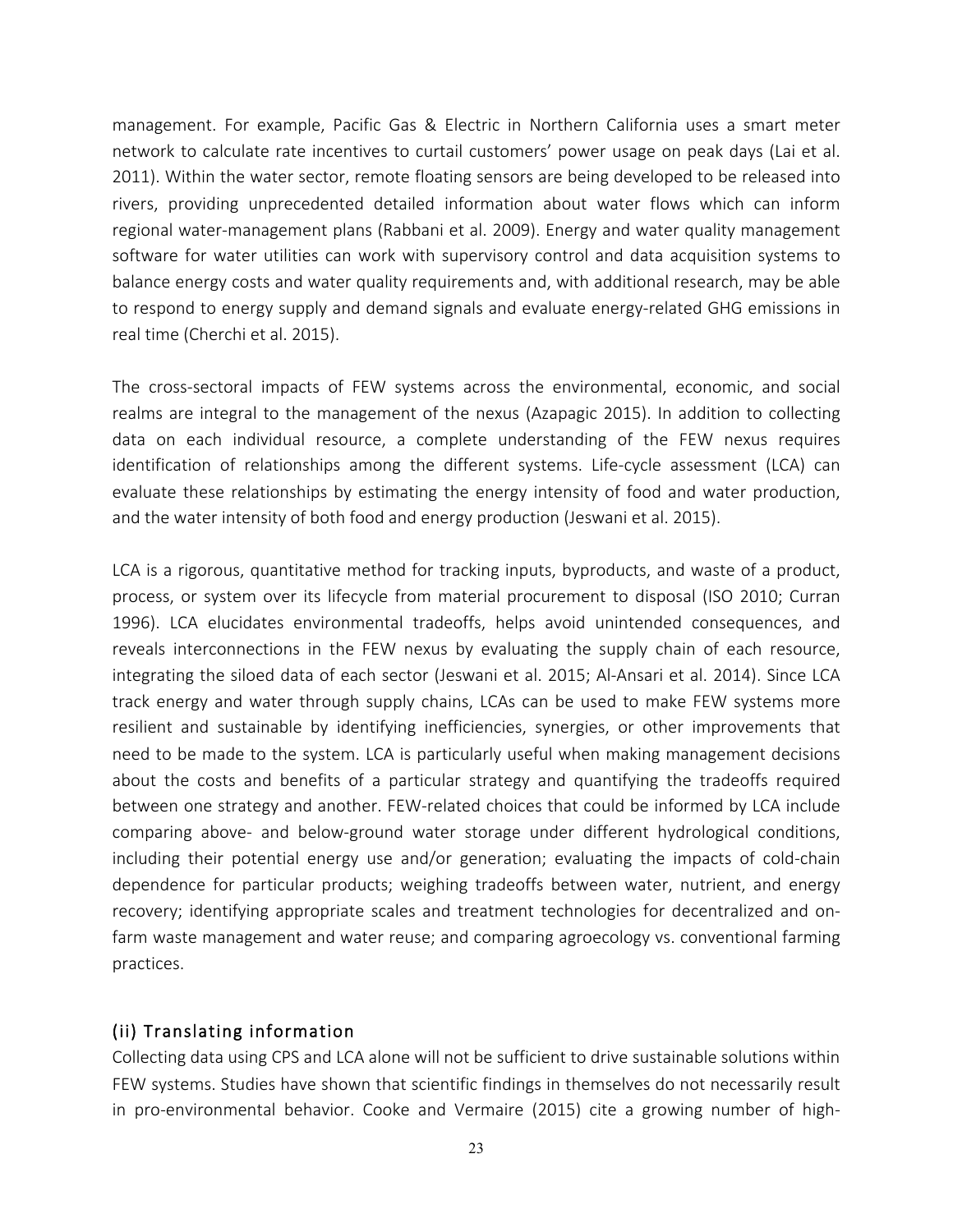management. For example, Pacific Gas & Electric in Northern California uses a smart meter network to calculate rate incentives to curtail customers' power usage on peak days (Lai et al. 2011). Within the water sector, remote floating sensors are being developed to be released into rivers, providing unprecedented detailed information about water flows which can inform regional water-management plans (Rabbani et al. 2009). Energy and water quality management software for water utilities can work with supervisory control and data acquisition systems to balance energy costs and water quality requirements and, with additional research, may be able to respond to energy supply and demand signals and evaluate energy-related GHG emissions in real time (Cherchi et al. 2015).

The cross-sectoral impacts of FEW systems across the environmental, economic, and social realms are integral to the management of the nexus (Azapagic 2015). In addition to collecting data on each individual resource, a complete understanding of the FEW nexus requires identification of relationships among the different systems. Life-cycle assessment (LCA) can evaluate these relationships by estimating the energy intensity of food and water production, and the water intensity of both food and energy production (Jeswani et al. 2015).

LCA is a rigorous, quantitative method for tracking inputs, byproducts, and waste of a product, process, or system over its lifecycle from material procurement to disposal (ISO 2010; Curran 1996). LCA elucidates environmental tradeoffs, helps avoid unintended consequences, and reveals interconnections in the FEW nexus by evaluating the supply chain of each resource, integrating the siloed data of each sector (Jeswani et al. 2015; Al-Ansari et al. 2014). Since LCA track energy and water through supply chains, LCAs can be used to make FEW systems more resilient and sustainable by identifying inefficiencies, synergies, or other improvements that need to be made to the system. LCA is particularly useful when making management decisions about the costs and benefits of a particular strategy and quantifying the tradeoffs required between one strategy and another. FEW-related choices that could be informed by LCA include comparing above- and below-ground water storage under different hydrological conditions, including their potential energy use and/or generation; evaluating the impacts of cold-chain dependence for particular products; weighing tradeoffs between water, nutrient, and energy recovery; identifying appropriate scales and treatment technologies for decentralized and on-farm waste management and water reuse; and comparing agroecology vs. conventional farming practices.

### (ii) Translating information

Collecting data using CPS and LCA alone will not be sufficient to drive sustainable solutions within FEW systems. Studies have shown that scientific findings in themselves do not necessarily result in pro-environmental behavior. Cooke and Vermaire (2015) cite a growing number of high-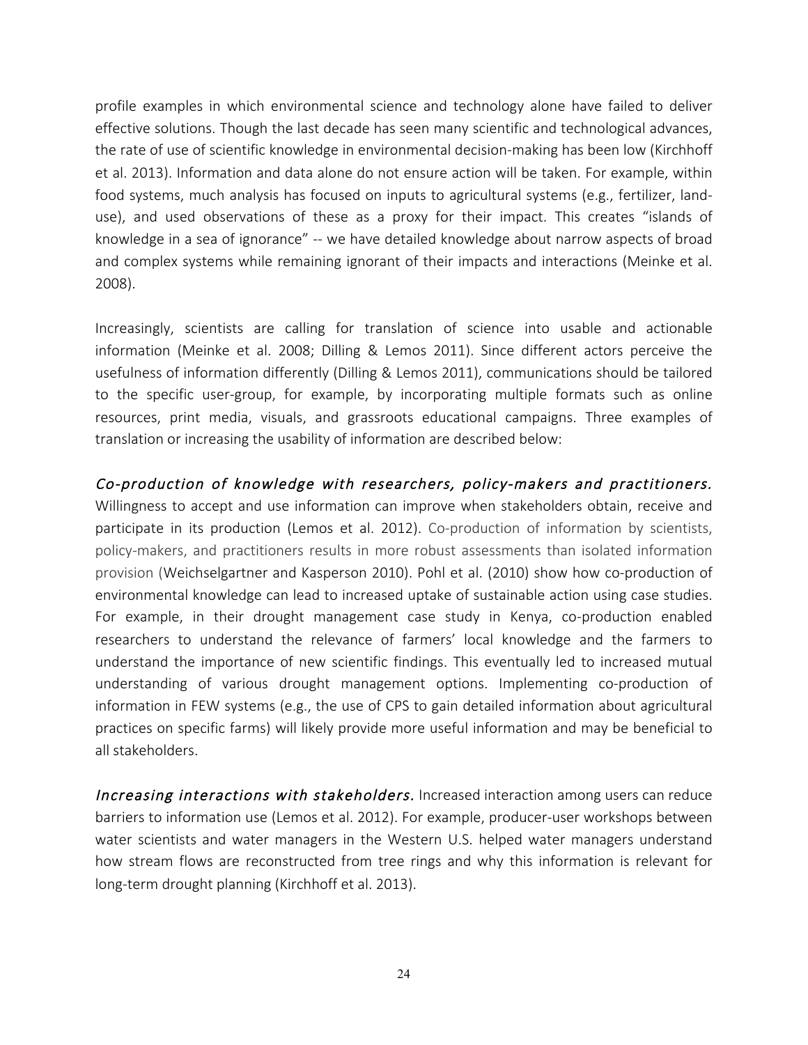profile examples in which environmental science and technology alone have failed to deliver effective solutions. Though the last decade has seen many scientific and technological advances, the rate of use of scientific knowledge in environmental decision-making has been low (Kirchhoff et al. 2013). Information and data alone do not ensure action will be taken. For example, within food systems, much analysis has focused on inputs to agricultural systems (e.g., fertilizer, land-use), and used observations of these as a proxy for their impact. This creates "islands of knowledge in a sea of ignorance" -- we have detailed knowledge about narrow aspects of broad and complex systems while remaining ignorant of their impacts and interactions (Meinke et al. 2008).

Increasingly, scientists are calling for translation of science into usable and actionable information (Meinke et al. 2008; Dilling & Lemos 2011). Since different actors perceive the usefulness of information differently (Dilling & Lemos 2011), communications should be tailored to the specific user-group, for example, by incorporating multiple formats such as online resources, print media, visuals, and grassroots educational campaigns. Three examples of translation or increasing the usability of information are described below:

*Co-production of knowledge with researchers, policy-makers and practitioners.* Willingness to accept and use information can improve when stakeholders obtain, receive and participate in its production (Lemos et al. 2012). Co-production of information by scientists, policy-makers, and practitioners results in more robust assessments than isolated information provision (Weichselgartner and Kasperson 2010). Pohl et al. (2010) show how co-production of environmental knowledge can lead to increased uptake of sustainable action using case studies. For example, in their drought management case study in Kenya, co-production enabled researchers to understand the relevance of farmers' local knowledge and the farmers to understand the importance of new scientific findings. This eventually led to increased mutual understanding of various drought management options. Implementing co-production of information in FEW systems (e.g., the use of CPS to gain detailed information about agricultural practices on specific farms) will likely provide more useful information and may be beneficial to all stakeholders.

*Increasing interactions with stakeholders.* Increased interaction among users can reduce barriers to information use (Lemos et al. 2012). For example, producer-user workshops between water scientists and water managers in the Western U.S. helped water managers understand how stream flows are reconstructed from tree rings and why this information is relevant for long-term drought planning (Kirchhoff et al. 2013).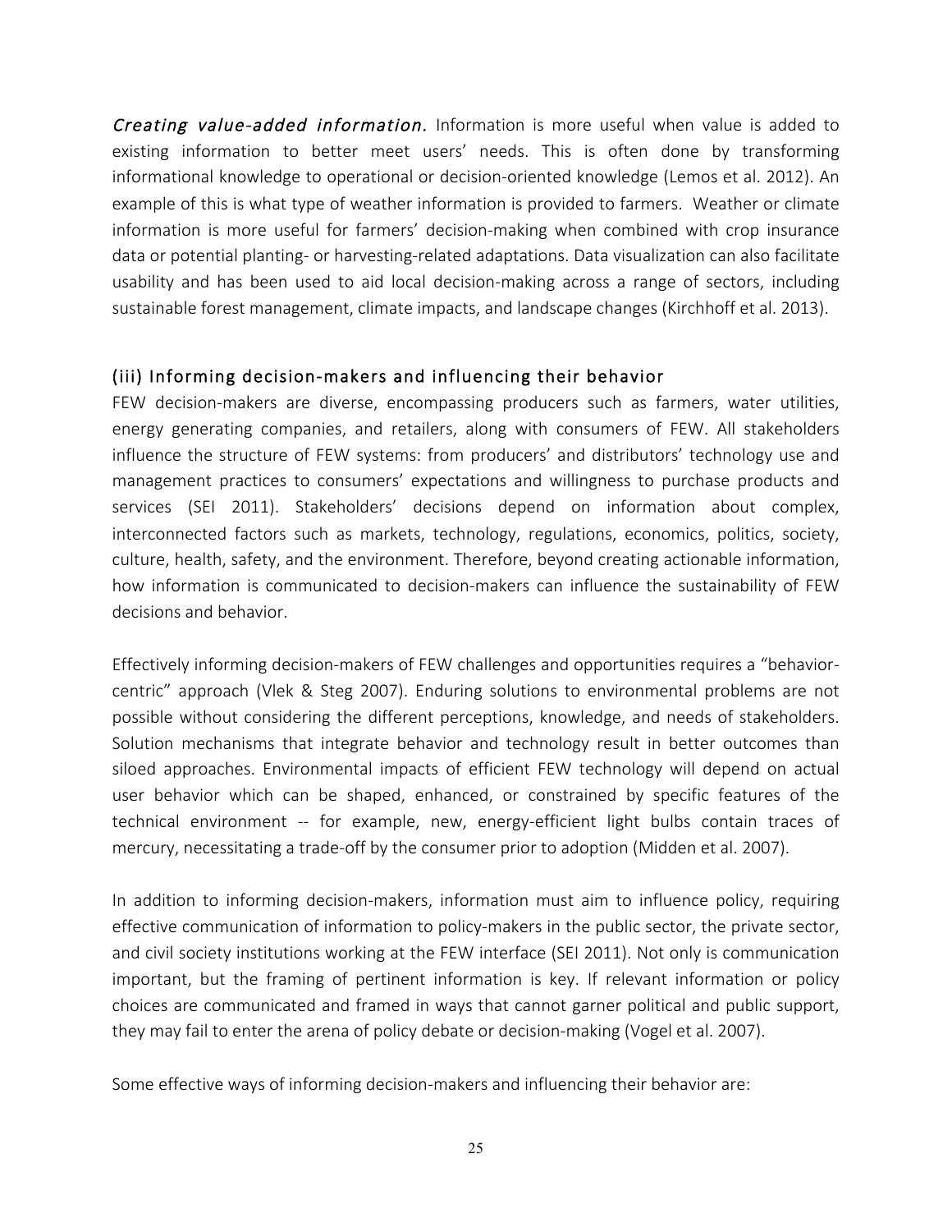***Creating value-added information.*** Information is more useful when value is added to existing information to better meet users' needs. This is often done by transforming informational knowledge to operational or decision-oriented knowledge (Lemos et al. 2012). An example of this is what type of weather information is provided to farmers. Weather or climate information is more useful for farmers' decision-making when combined with crop insurance data or potential planting- or harvesting-related adaptations. Data visualization can also facilitate usability and has been used to aid local decision-making across a range of sectors, including sustainable forest management, climate impacts, and landscape changes (Kirchhoff et al. 2013).

### (iii) Informing decision-makers and influencing their behavior

FEW decision-makers are diverse, encompassing producers such as farmers, water utilities, energy generating companies, and retailers, along with consumers of FEW. All stakeholders influence the structure of FEW systems: from producers' and distributors' technology use and management practices to consumers' expectations and willingness to purchase products and services (SEI 2011). Stakeholders' decisions depend on information about complex, interconnected factors such as markets, technology, regulations, economics, politics, society, culture, health, safety, and the environment. Therefore, beyond creating actionable information, how information is communicated to decision-makers can influence the sustainability of FEW decisions and behavior.

Effectively informing decision-makers of FEW challenges and opportunities requires a "behavior-centric" approach (Vlek & Steg 2007). Enduring solutions to environmental problems are not possible without considering the different perceptions, knowledge, and needs of stakeholders. Solution mechanisms that integrate behavior and technology result in better outcomes than siloed approaches. Environmental impacts of efficient FEW technology will depend on actual user behavior which can be shaped, enhanced, or constrained by specific features of the technical environment -- for example, new, energy-efficient light bulbs contain traces of mercury, necessitating a trade-off by the consumer prior to adoption (Midden et al. 2007).

In addition to informing decision-makers, information must aim to influence policy, requiring effective communication of information to policy-makers in the public sector, the private sector, and civil society institutions working at the FEW interface (SEI 2011). Not only is communication important, but the framing of pertinent information is key. If relevant information or policy choices are communicated and framed in ways that cannot garner political and public support, they may fail to enter the arena of policy debate or decision-making (Vogel et al. 2007).

Some effective ways of informing decision-makers and influencing their behavior are: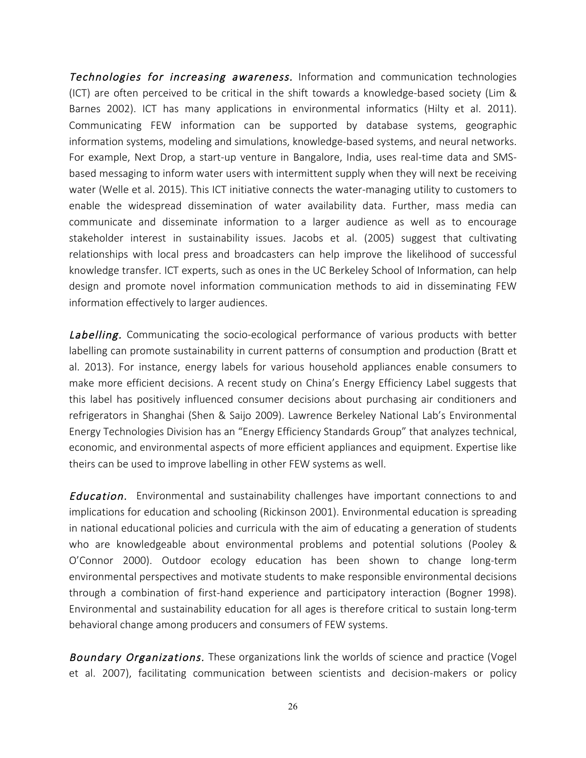*Technologies for increasing awareness.* Information and communication technologies (ICT) are often perceived to be critical in the shift towards a knowledge-based society (Lim & Barnes 2002). ICT has many applications in environmental informatics (Hilty et al. 2011). Communicating FEW information can be supported by database systems, geographic information systems, modeling and simulations, knowledge-based systems, and neural networks. For example, Next Drop, a start-up venture in Bangalore, India, uses real-time data and SMS-based messaging to inform water users with intermittent supply when they will next be receiving water (Welle et al. 2015). This ICT initiative connects the water-managing utility to customers to enable the widespread dissemination of water availability data. Further, mass media can communicate and disseminate information to a larger audience as well as to encourage stakeholder interest in sustainability issues. Jacobs et al. (2005) suggest that cultivating relationships with local press and broadcasters can help improve the likelihood of successful knowledge transfer. ICT experts, such as ones in the UC Berkeley School of Information, can help design and promote novel information communication methods to aid in disseminating FEW information effectively to larger audiences.

*Labelling.* Communicating the socio-ecological performance of various products with better labelling can promote sustainability in current patterns of consumption and production (Bratt et al. 2013). For instance, energy labels for various household appliances enable consumers to make more efficient decisions. A recent study on China's Energy Efficiency Label suggests that this label has positively influenced consumer decisions about purchasing air conditioners and refrigerators in Shanghai (Shen & Saijo 2009). Lawrence Berkeley National Lab's Environmental Energy Technologies Division has an "Energy Efficiency Standards Group" that analyzes technical, economic, and environmental aspects of more efficient appliances and equipment. Expertise like theirs can be used to improve labelling in other FEW systems as well.

*Education.* Environmental and sustainability challenges have important connections to and implications for education and schooling (Rickinson 2001). Environmental education is spreading in national educational policies and curricula with the aim of educating a generation of students who are knowledgeable about environmental problems and potential solutions (Pooley & O'Connor 2000). Outdoor ecology education has been shown to change long-term environmental perspectives and motivate students to make responsible environmental decisions through a combination of first-hand experience and participatory interaction (Bogner 1998). Environmental and sustainability education for all ages is therefore critical to sustain long-term behavioral change among producers and consumers of FEW systems.

*Boundary Organizations.* These organizations link the worlds of science and practice (Vogel et al. 2007), facilitating communication between scientists and decision-makers or policy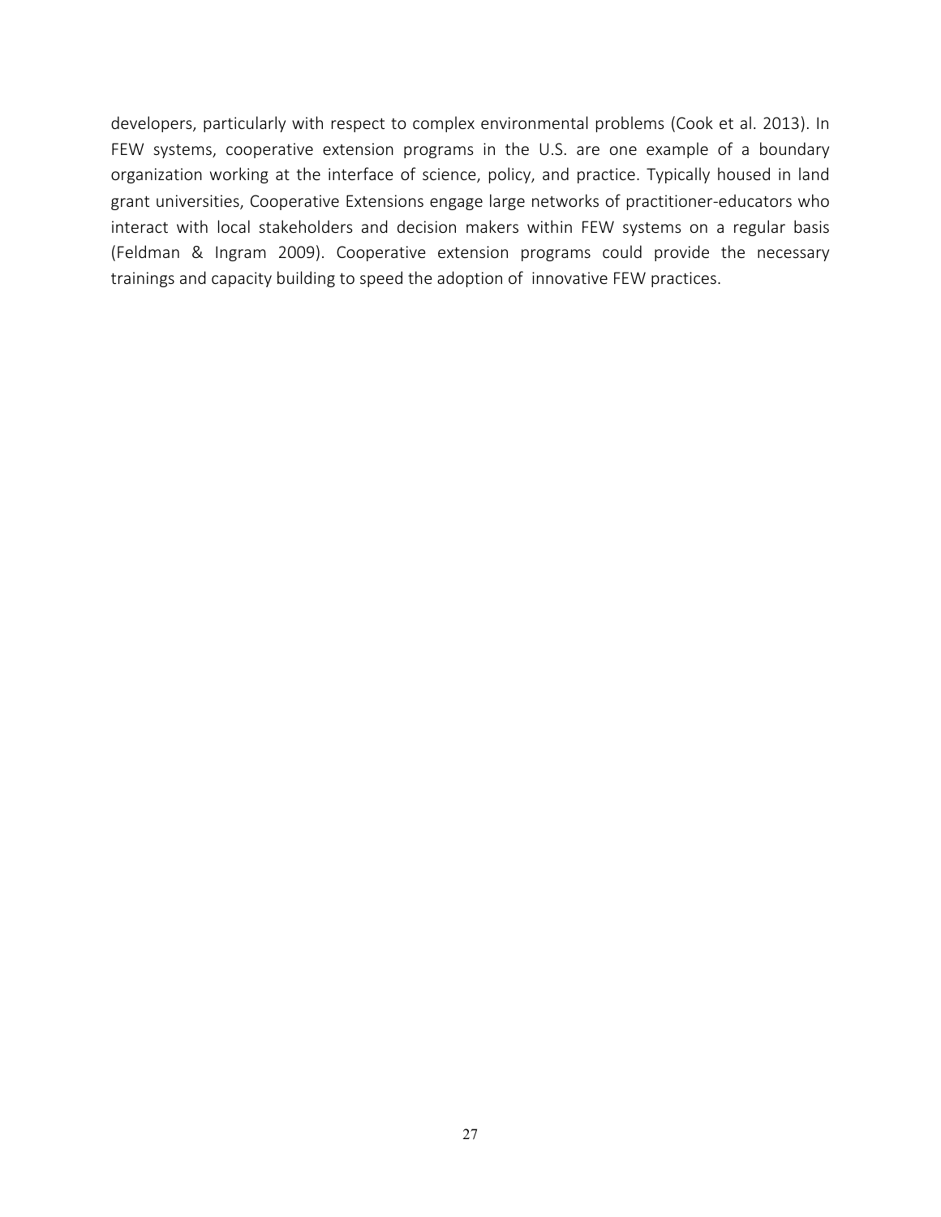developers, particularly with respect to complex environmental problems (Cook et al. 2013). In FEW systems, cooperative extension programs in the U.S. are one example of a boundary organization working at the interface of science, policy, and practice. Typically housed in land grant universities, Cooperative Extensions engage large networks of practitioner-educators who interact with local stakeholders and decision makers within FEW systems on a regular basis (Feldman & Ingram 2009). Cooperative extension programs could provide the necessary trainings and capacity building to speed the adoption of innovative FEW practices.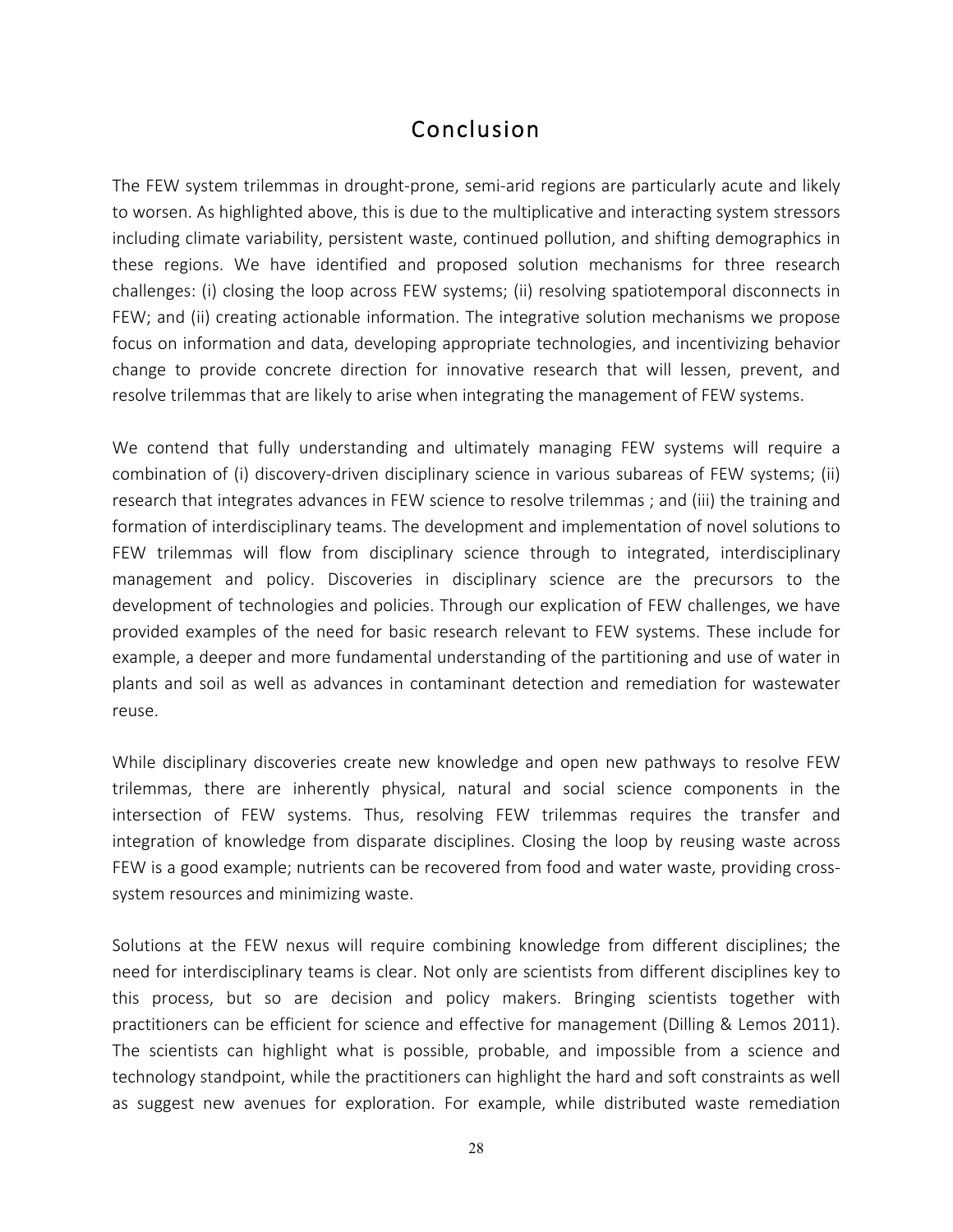# Conclusion

The FEW system trilemmas in drought-prone, semi-arid regions are particularly acute and likely to worsen. As highlighted above, this is due to the multiplicative and interacting system stressors including climate variability, persistent waste, continued pollution, and shifting demographics in these regions. We have identified and proposed solution mechanisms for three research challenges: (i) closing the loop across FEW systems; (ii) resolving spatiotemporal disconnects in FEW; and (ii) creating actionable information. The integrative solution mechanisms we propose focus on information and data, developing appropriate technologies, and incentivizing behavior change to provide concrete direction for innovative research that will lessen, prevent, and resolve trilemmas that are likely to arise when integrating the management of FEW systems.

We contend that fully understanding and ultimately managing FEW systems will require a combination of (i) discovery-driven disciplinary science in various subareas of FEW systems; (ii) research that integrates advances in FEW science to resolve trilemmas ; and (iii) the training and formation of interdisciplinary teams. The development and implementation of novel solutions to FEW trilemmas will flow from disciplinary science through to integrated, interdisciplinary management and policy. Discoveries in disciplinary science are the precursors to the development of technologies and policies. Through our explication of FEW challenges, we have provided examples of the need for basic research relevant to FEW systems. These include for example, a deeper and more fundamental understanding of the partitioning and use of water in plants and soil as well as advances in contaminant detection and remediation for wastewater reuse.

While disciplinary discoveries create new knowledge and open new pathways to resolve FEW trilemmas, there are inherently physical, natural and social science components in the intersection of FEW systems. Thus, resolving FEW trilemmas requires the transfer and integration of knowledge from disparate disciplines. Closing the loop by reusing waste across FEW is a good example; nutrients can be recovered from food and water waste, providing cross-system resources and minimizing waste.

Solutions at the FEW nexus will require combining knowledge from different disciplines; the need for interdisciplinary teams is clear. Not only are scientists from different disciplines key to this process, but so are decision and policy makers. Bringing scientists together with practitioners can be efficient for science and effective for management (Dilling & Lemos 2011). The scientists can highlight what is possible, probable, and impossible from a science and technology standpoint, while the practitioners can highlight the hard and soft constraints as well as suggest new avenues for exploration. For example, while distributed waste remediation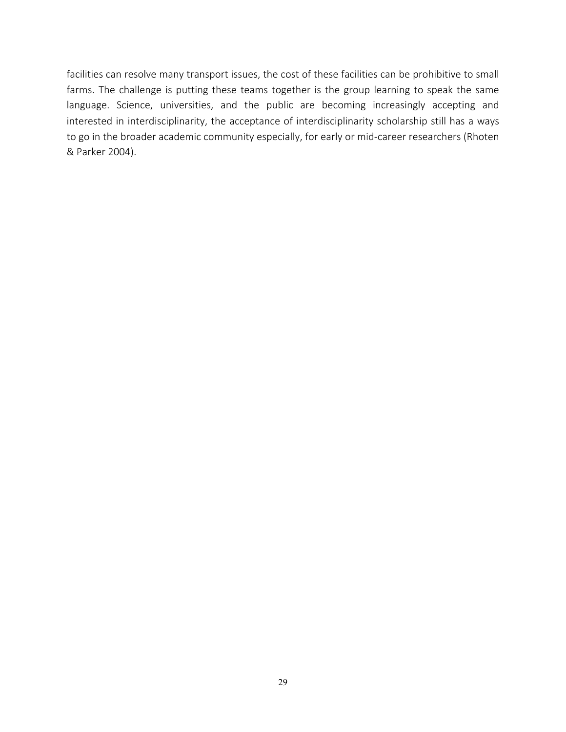facilities can resolve many transport issues, the cost of these facilities can be prohibitive to small farms. The challenge is putting these teams together is the group learning to speak the same language. Science, universities, and the public are becoming increasingly accepting and interested in interdisciplinarity, the acceptance of interdisciplinarity scholarship still has a ways to go in the broader academic community especially, for early or mid-career researchers (Rhoten & Parker 2004).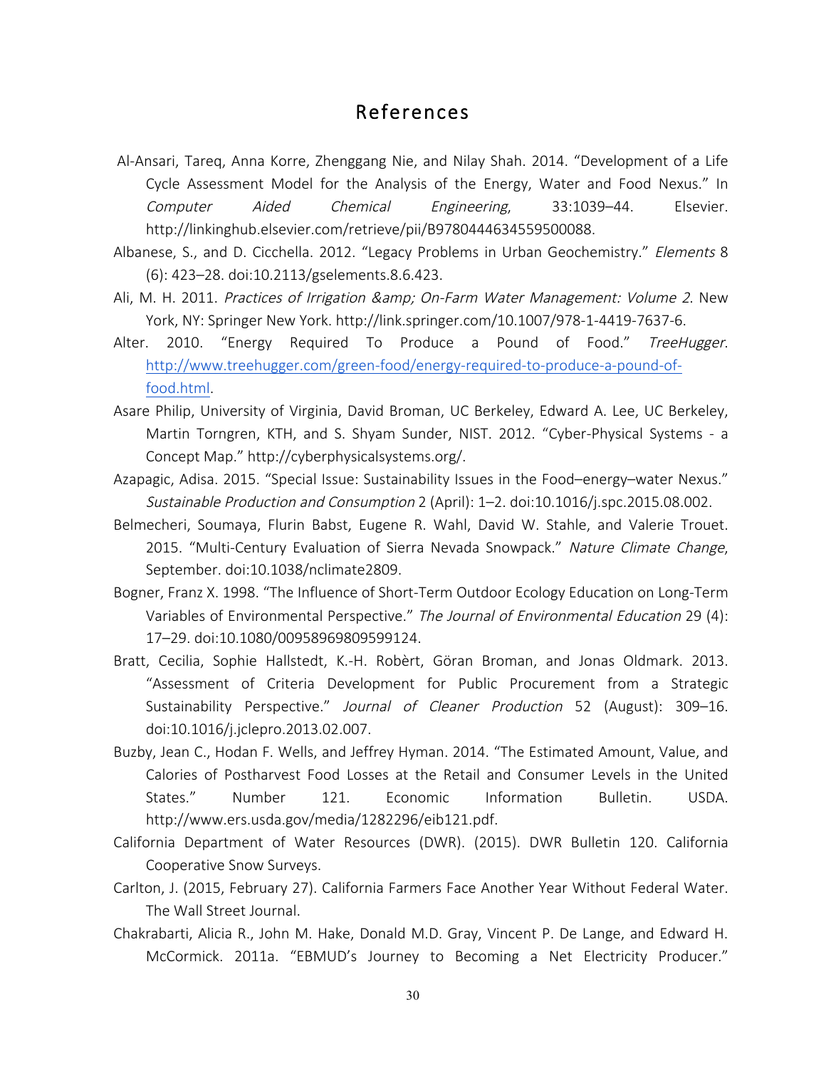# References

Al-Ansari, Tareq, Anna Korre, Zhenggang Nie, and Nilay Shah. 2014. “Development of a Life Cycle Assessment Model for the Analysis of the Energy, Water and Food Nexus.” In *Computer Aided Chemical Engineering*, 33:1039–44. Elsevier. http://linkinghub.elsevier.com/retrieve/pii/B9780444634559500088.

Albanese, S., and D. Cicchella. 2012. “Legacy Problems in Urban Geochemistry.” *Elements* 8 (6): 423–28. doi:10.2113/gselements.8.6.423.

Ali, M. H. 2011. *Practices of Irrigation &amp; On-Farm Water Management: Volume 2*. New York, NY: Springer New York. http://link.springer.com/10.1007/978-1-4419-7637-6.

Alter. 2010. “Energy Required To Produce a Pound of Food.” *TreeHugger*. http://www.treehugger.com/green-food/energy-required-to-produce-a-pound-of-food.html.

Asare Philip, University of Virginia, David Broman, UC Berkeley, Edward A. Lee, UC Berkeley, Martin Torngren, KTH, and S. Shyam Sunder, NIST. 2012. “Cyber-Physical Systems - a Concept Map.” http://cyberphysicalsystems.org/.

Azapagic, Adisa. 2015. “Special Issue: Sustainability Issues in the Food–energy–water Nexus.” *Sustainable Production and Consumption* 2 (April): 1–2. doi:10.1016/j.spc.2015.08.002.

Belmecheri, Soumaya, Flurin Babst, Eugene R. Wahl, David W. Stahle, and Valerie Trouet. 2015. “Multi-Century Evaluation of Sierra Nevada Snowpack.” *Nature Climate Change*, September. doi:10.1038/nclimate2809.

Bogner, Franz X. 1998. “The Influence of Short-Term Outdoor Ecology Education on Long-Term Variables of Environmental Perspective.” *The Journal of Environmental Education* 29 (4): 17–29. doi:10.1080/00958969809599124.

Bratt, Cecilia, Sophie Hallstedt, K.-H. Robèrt, Göran Broman, and Jonas Oldmark. 2013. “Assessment of Criteria Development for Public Procurement from a Strategic Sustainability Perspective.” *Journal of Cleaner Production* 52 (August): 309–16. doi:10.1016/j.jclepro.2013.02.007.

Buzby, Jean C., Hodan F. Wells, and Jeffrey Hyman. 2014. “The Estimated Amount, Value, and Calories of Postharvest Food Losses at the Retail and Consumer Levels in the United States.” Number 121. Economic Information Bulletin. USDA. http://www.ers.usda.gov/media/1282296/eib121.pdf.

California Department of Water Resources (DWR). (2015). DWR Bulletin 120. California Cooperative Snow Surveys.

Carlton, J. (2015, February 27). California Farmers Face Another Year Without Federal Water. The Wall Street Journal.

Chakrabarti, Alicia R., John M. Hake, Donald M.D. Gray, Vincent P. De Lange, and Edward H. McCormick. 2011a. “EBMUD’s Journey to Becoming a Net Electricity Producer.”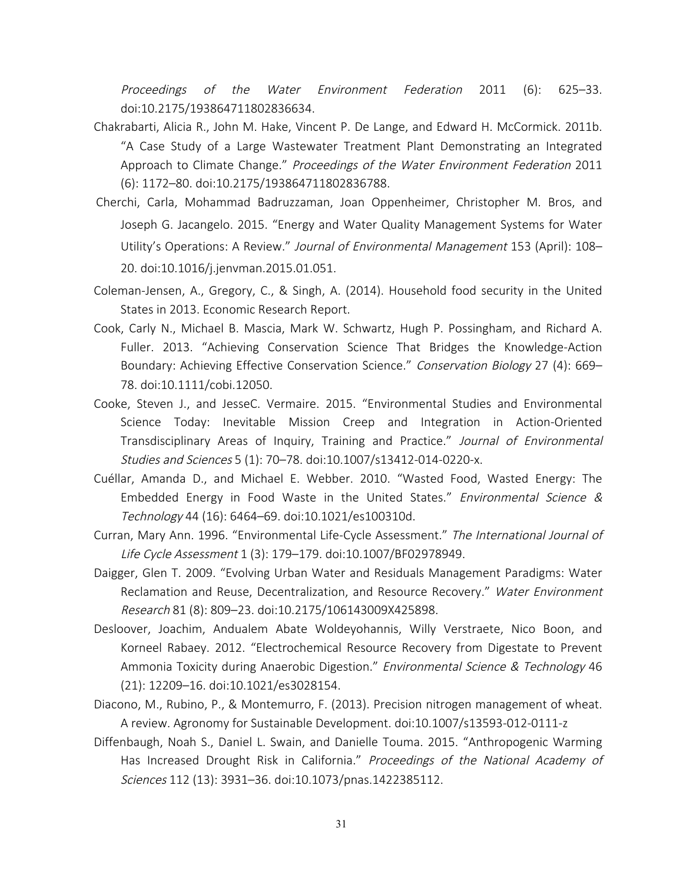*Proceedings of the Water Environment Federation* 2011 (6): 625–33. doi:10.2175/193864711802836634.

Chakrabarti, Alicia R., John M. Hake, Vincent P. De Lange, and Edward H. McCormick. 2011b. "A Case Study of a Large Wastewater Treatment Plant Demonstrating an Integrated Approach to Climate Change." *Proceedings of the Water Environment Federation* 2011 (6): 1172–80. doi:10.2175/193864711802836788.

Cherchi, Carla, Mohammad Badruzzaman, Joan Oppenheimer, Christopher M. Bros, and Joseph G. Jacangelo. 2015. "Energy and Water Quality Management Systems for Water Utility's Operations: A Review." *Journal of Environmental Management* 153 (April): 108–20. doi:10.1016/j.jenvman.2015.01.051.

Coleman-Jensen, A., Gregory, C., & Singh, A. (2014). Household food security in the United States in 2013. Economic Research Report.

Cook, Carly N., Michael B. Mascia, Mark W. Schwartz, Hugh P. Possingham, and Richard A. Fuller. 2013. "Achieving Conservation Science That Bridges the Knowledge-Action Boundary: Achieving Effective Conservation Science." *Conservation Biology* 27 (4): 669–78. doi:10.1111/cobi.12050.

Cooke, Steven J., and JesseC. Vermaire. 2015. "Environmental Studies and Environmental Science Today: Inevitable Mission Creep and Integration in Action-Oriented Transdisciplinary Areas of Inquiry, Training and Practice." *Journal of Environmental Studies and Sciences* 5 (1): 70–78. doi:10.1007/s13412-014-0220-x.

Cuéllar, Amanda D., and Michael E. Webber. 2010. "Wasted Food, Wasted Energy: The Embedded Energy in Food Waste in the United States." *Environmental Science & Technology* 44 (16): 6464–69. doi:10.1021/es100310d.

Curran, Mary Ann. 1996. "Environmental Life-Cycle Assessment." *The International Journal of Life Cycle Assessment* 1 (3): 179–179. doi:10.1007/BF02978949.

Daigger, Glen T. 2009. "Evolving Urban Water and Residuals Management Paradigms: Water Reclamation and Reuse, Decentralization, and Resource Recovery." *Water Environment Research* 81 (8): 809–23. doi:10.2175/106143009X425898.

Desloover, Joachim, Andualem Abate Woldeyohannis, Willy Verstraete, Nico Boon, and Korneel Rabaey. 2012. "Electrochemical Resource Recovery from Digestate to Prevent Ammonia Toxicity during Anaerobic Digestion." *Environmental Science & Technology* 46 (21): 12209–16. doi:10.1021/es3028154.

Diacono, M., Rubino, P., & Montemurro, F. (2013). Precision nitrogen management of wheat. A review. Agronomy for Sustainable Development. doi:10.1007/s13593-012-0111-z

Diffenbaugh, Noah S., Daniel L. Swain, and Danielle Touma. 2015. "Anthropogenic Warming Has Increased Drought Risk in California." *Proceedings of the National Academy of Sciences* 112 (13): 3931–36. doi:10.1073/pnas.1422385112.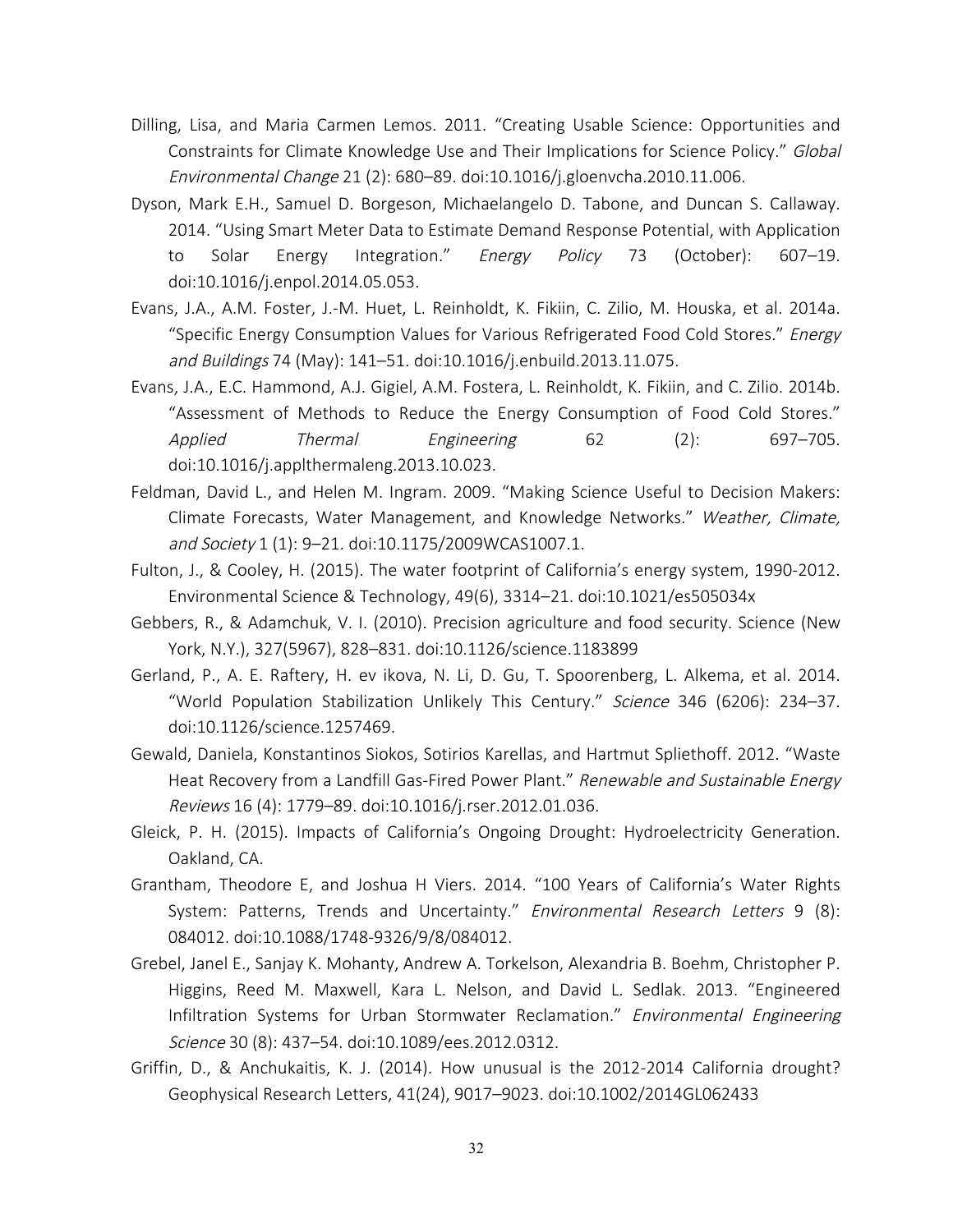Dilling, Lisa, and Maria Carmen Lemos. 2011. "Creating Usable Science: Opportunities and Constraints for Climate Knowledge Use and Their Implications for Science Policy." *Global Environmental Change* 21 (2): 680–89. doi:10.1016/j.gloenvcha.2010.11.006.

Dyson, Mark E.H., Samuel D. Borgeson, Michaelangelo D. Tabone, and Duncan S. Callaway. 2014. "Using Smart Meter Data to Estimate Demand Response Potential, with Application to Solar Energy Integration." *Energy Policy* 73 (October): 607–19. doi:10.1016/j.enpol.2014.05.053.

Evans, J.A., A.M. Foster, J.-M. Huet, L. Reinholdt, K. Fikiin, C. Zilio, M. Houska, et al. 2014a. "Specific Energy Consumption Values for Various Refrigerated Food Cold Stores." *Energy and Buildings* 74 (May): 141–51. doi:10.1016/j.enbuild.2013.11.075.

Evans, J.A., E.C. Hammond, A.J. Gigiel, A.M. Fostera, L. Reinholdt, K. Fikiin, and C. Zilio. 2014b. "Assessment of Methods to Reduce the Energy Consumption of Food Cold Stores." *Applied Thermal Engineering* 62 (2): 697–705. doi:10.1016/j.applthermaleng.2013.10.023.

Feldman, David L., and Helen M. Ingram. 2009. "Making Science Useful to Decision Makers: Climate Forecasts, Water Management, and Knowledge Networks." *Weather, Climate, and Society* 1 (1): 9–21. doi:10.1175/2009WCAS1007.1.

Fulton, J., & Cooley, H. (2015). The water footprint of California's energy system, 1990-2012. Environmental Science & Technology, 49(6), 3314–21. doi:10.1021/es505034x

Gebbers, R., & Adamchuk, V. I. (2010). Precision agriculture and food security. Science (New York, N.Y.), 327(5967), 828–831. doi:10.1126/science.1183899

Gerland, P., A. E. Raftery, H. ev ikova, N. Li, D. Gu, T. Spoorenberg, L. Alkema, et al. 2014. "World Population Stabilization Unlikely This Century." *Science* 346 (6206): 234–37. doi:10.1126/science.1257469.

Gewald, Daniela, Konstantinos Siokos, Sotirios Karellas, and Hartmut Spliethoff. 2012. "Waste Heat Recovery from a Landfill Gas-Fired Power Plant." *Renewable and Sustainable Energy Reviews* 16 (4): 1779–89. doi:10.1016/j.rser.2012.01.036.

Gleick, P. H. (2015). Impacts of California's Ongoing Drought: Hydroelectricity Generation. Oakland, CA.

Grantham, Theodore E, and Joshua H Viers. 2014. "100 Years of California's Water Rights System: Patterns, Trends and Uncertainty." *Environmental Research Letters* 9 (8): 084012. doi:10.1088/1748-9326/9/8/084012.

Grebel, Janel E., Sanjay K. Mohanty, Andrew A. Torkelson, Alexandria B. Boehm, Christopher P. Higgins, Reed M. Maxwell, Kara L. Nelson, and David L. Sedlak. 2013. "Engineered Infiltration Systems for Urban Stormwater Reclamation." *Environmental Engineering Science* 30 (8): 437–54. doi:10.1089/ees.2012.0312.

Griffin, D., & Anchukaitis, K. J. (2014). How unusual is the 2012-2014 California drought? Geophysical Research Letters, 41(24), 9017–9023. doi:10.1002/2014GL062433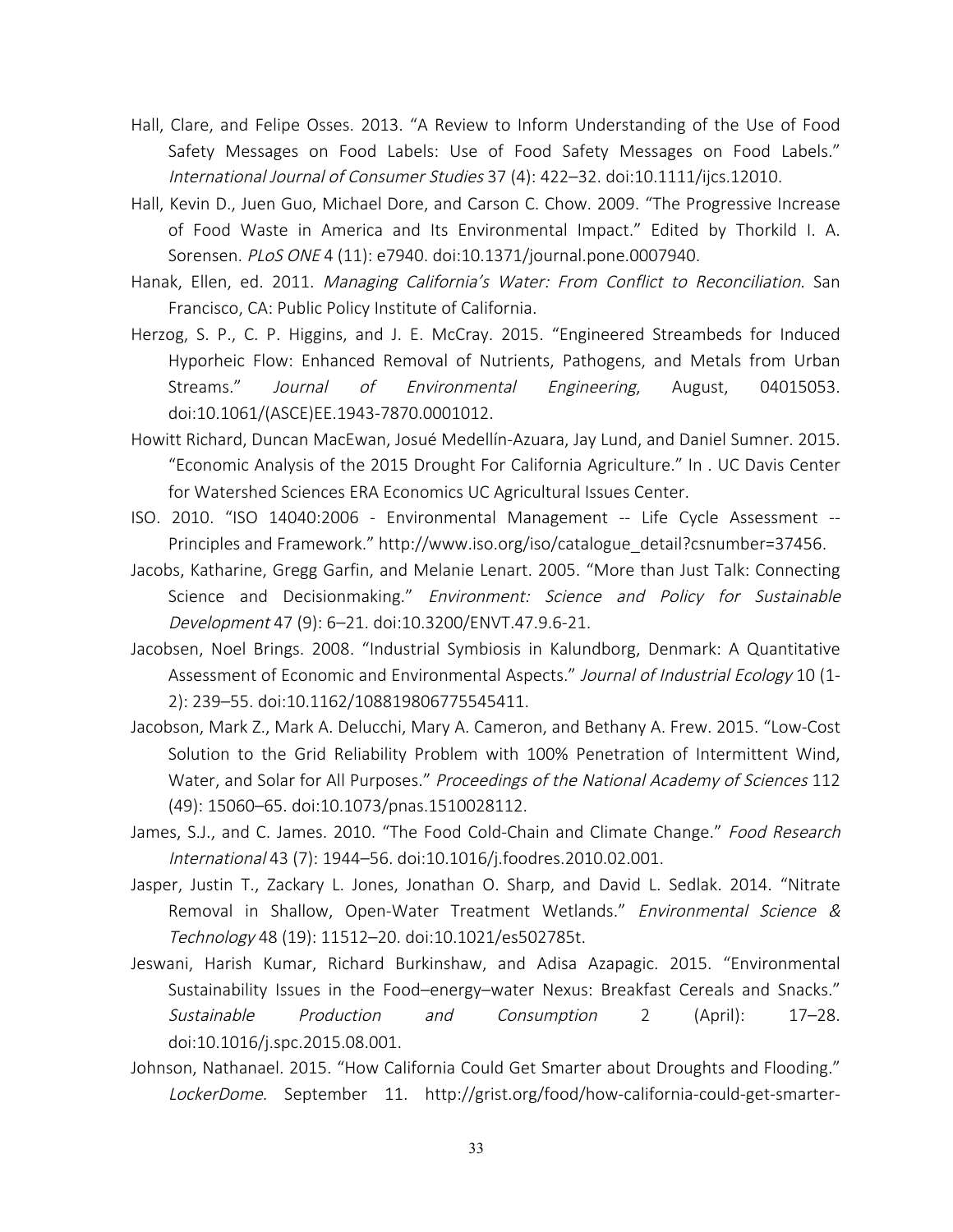Hall, Clare, and Felipe Osses. 2013. "A Review to Inform Understanding of the Use of Food Safety Messages on Food Labels: Use of Food Safety Messages on Food Labels." *International Journal of Consumer Studies* 37 (4): 422–32. doi:10.1111/ijcs.12010.

Hall, Kevin D., Juen Guo, Michael Dore, and Carson C. Chow. 2009. "The Progressive Increase of Food Waste in America and Its Environmental Impact." Edited by Thorkild I. A. Sorensen. *PLoS ONE* 4 (11): e7940. doi:10.1371/journal.pone.0007940.

Hanak, Ellen, ed. 2011. *Managing California's Water: From Conflict to Reconciliation*. San Francisco, CA: Public Policy Institute of California.

Herzog, S. P., C. P. Higgins, and J. E. McCray. 2015. "Engineered Streambeds for Induced Hyporheic Flow: Enhanced Removal of Nutrients, Pathogens, and Metals from Urban Streams." *Journal of Environmental Engineering*, August, 04015053. doi:10.1061/(ASCE)EE.1943-7870.0001012.

Howitt Richard, Duncan MacEwan, Josué Medellín-Azuara, Jay Lund, and Daniel Sumner. 2015. "Economic Analysis of the 2015 Drought For California Agriculture." In . UC Davis Center for Watershed Sciences ERA Economics UC Agricultural Issues Center.

ISO. 2010. "ISO 14040:2006 - Environmental Management -- Life Cycle Assessment -- Principles and Framework." http://www.iso.org/iso/catalogue_detail?csnumber=37456.

Jacobs, Katharine, Gregg Garfin, and Melanie Lenart. 2005. "More than Just Talk: Connecting Science and Decisionmaking." *Environment: Science and Policy for Sustainable Development* 47 (9): 6–21. doi:10.3200/ENVT.47.9.6-21.

Jacobsen, Noel Brings. 2008. "Industrial Symbiosis in Kalundborg, Denmark: A Quantitative Assessment of Economic and Environmental Aspects." *Journal of Industrial Ecology* 10 (1-2): 239–55. doi:10.1162/108819806775545411.

Jacobson, Mark Z., Mark A. Delucchi, Mary A. Cameron, and Bethany A. Frew. 2015. "Low-Cost Solution to the Grid Reliability Problem with 100% Penetration of Intermittent Wind, Water, and Solar for All Purposes." *Proceedings of the National Academy of Sciences* 112 (49): 15060–65. doi:10.1073/pnas.1510028112.

James, S.J., and C. James. 2010. "The Food Cold-Chain and Climate Change." *Food Research International* 43 (7): 1944–56. doi:10.1016/j.foodres.2010.02.001.

Jasper, Justin T., Zackary L. Jones, Jonathan O. Sharp, and David L. Sedlak. 2014. "Nitrate Removal in Shallow, Open-Water Treatment Wetlands." *Environmental Science & Technology* 48 (19): 11512–20. doi:10.1021/es502785t.

Jeswani, Harish Kumar, Richard Burkinshaw, and Adisa Azapagic. 2015. "Environmental Sustainability Issues in the Food–energy–water Nexus: Breakfast Cereals and Snacks." *Sustainable Production and Consumption* 2 (April): 17–28. doi:10.1016/j.spc.2015.08.001.

Johnson, Nathanael. 2015. "How California Could Get Smarter about Droughts and Flooding." *LockerDome*. September 11. http://grist.org/food/how-california-could-get-smarter-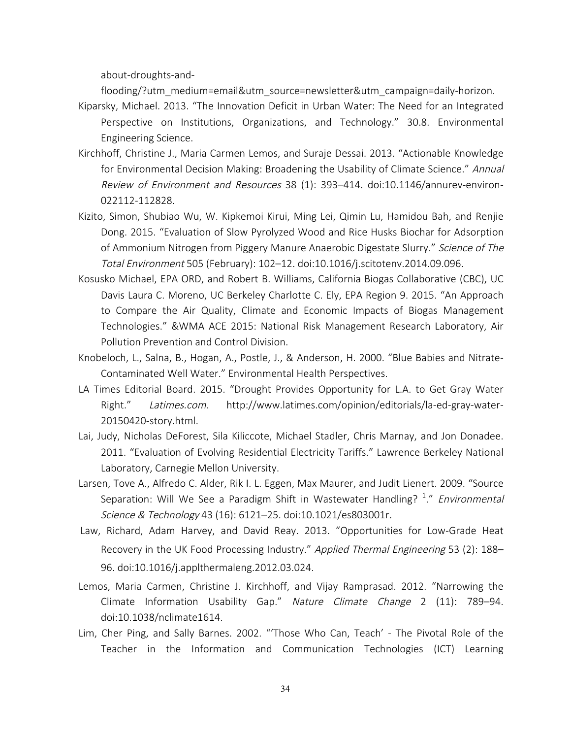about-droughts-and-flooding/?utm_medium=email&utm_source=newsletter&utm_campaign=daily-horizon.

Kiparsky, Michael. 2013. "The Innovation Deficit in Urban Water: The Need for an Integrated Perspective on Institutions, Organizations, and Technology." 30.8. Environmental Engineering Science.

Kirchhoff, Christine J., Maria Carmen Lemos, and Suraje Dessai. 2013. "Actionable Knowledge for Environmental Decision Making: Broadening the Usability of Climate Science." *Annual Review of Environment and Resources* 38 (1): 393–414. doi:10.1146/annurev-environ-022112-112828.

Kizito, Simon, Shubiao Wu, W. Kipkemoi Kirui, Ming Lei, Qimin Lu, Hamidou Bah, and Renjie Dong. 2015. "Evaluation of Slow Pyrolyzed Wood and Rice Husks Biochar for Adsorption of Ammonium Nitrogen from Piggery Manure Anaerobic Digestate Slurry." *Science of The Total Environment* 505 (February): 102–12. doi:10.1016/j.scitotenv.2014.09.096.

Kosusko Michael, EPA ORD, and Robert B. Williams, California Biogas Collaborative (CBC), UC Davis Laura C. Moreno, UC Berkeley Charlotte C. Ely, EPA Region 9. 2015. "An Approach to Compare the Air Quality, Climate and Economic Impacts of Biogas Management Technologies." &WMA ACE 2015: National Risk Management Research Laboratory, Air Pollution Prevention and Control Division.

Knobeloch, L., Salna, B., Hogan, A., Postle, J., & Anderson, H. 2000. "Blue Babies and Nitrate-Contaminated Well Water." Environmental Health Perspectives.

LA Times Editorial Board. 2015. "Drought Provides Opportunity for L.A. to Get Gray Water Right." *Latimes.com*. http://www.latimes.com/opinion/editorials/la-ed-gray-water-20150420-story.html.

Lai, Judy, Nicholas DeForest, Sila Kiliccote, Michael Stadler, Chris Marnay, and Jon Donadee. 2011. "Evaluation of Evolving Residential Electricity Tariffs." Lawrence Berkeley National Laboratory, Carnegie Mellon University.

Larsen, Tove A., Alfredo C. Alder, Rik I. L. Eggen, Max Maurer, and Judit Lienert. 2009. "Source Separation: Will We See a Paradigm Shift in Wastewater Handling? [1]." *Environmental Science & Technology* 43 (16): 6121–25. doi:10.1021/es803001r.

Law, Richard, Adam Harvey, and David Reay. 2013. "Opportunities for Low-Grade Heat Recovery in the UK Food Processing Industry." *Applied Thermal Engineering* 53 (2): 188–96. doi:10.1016/j.applthermaleng.2012.03.024.

Lemos, Maria Carmen, Christine J. Kirchhoff, and Vijay Ramprasad. 2012. "Narrowing the Climate Information Usability Gap." *Nature Climate Change* 2 (11): 789–94. doi:10.1038/nclimate1614.

Lim, Cher Ping, and Sally Barnes. 2002. "'Those Who Can, Teach' - The Pivotal Role of the Teacher in the Information and Communication Technologies (ICT) Learning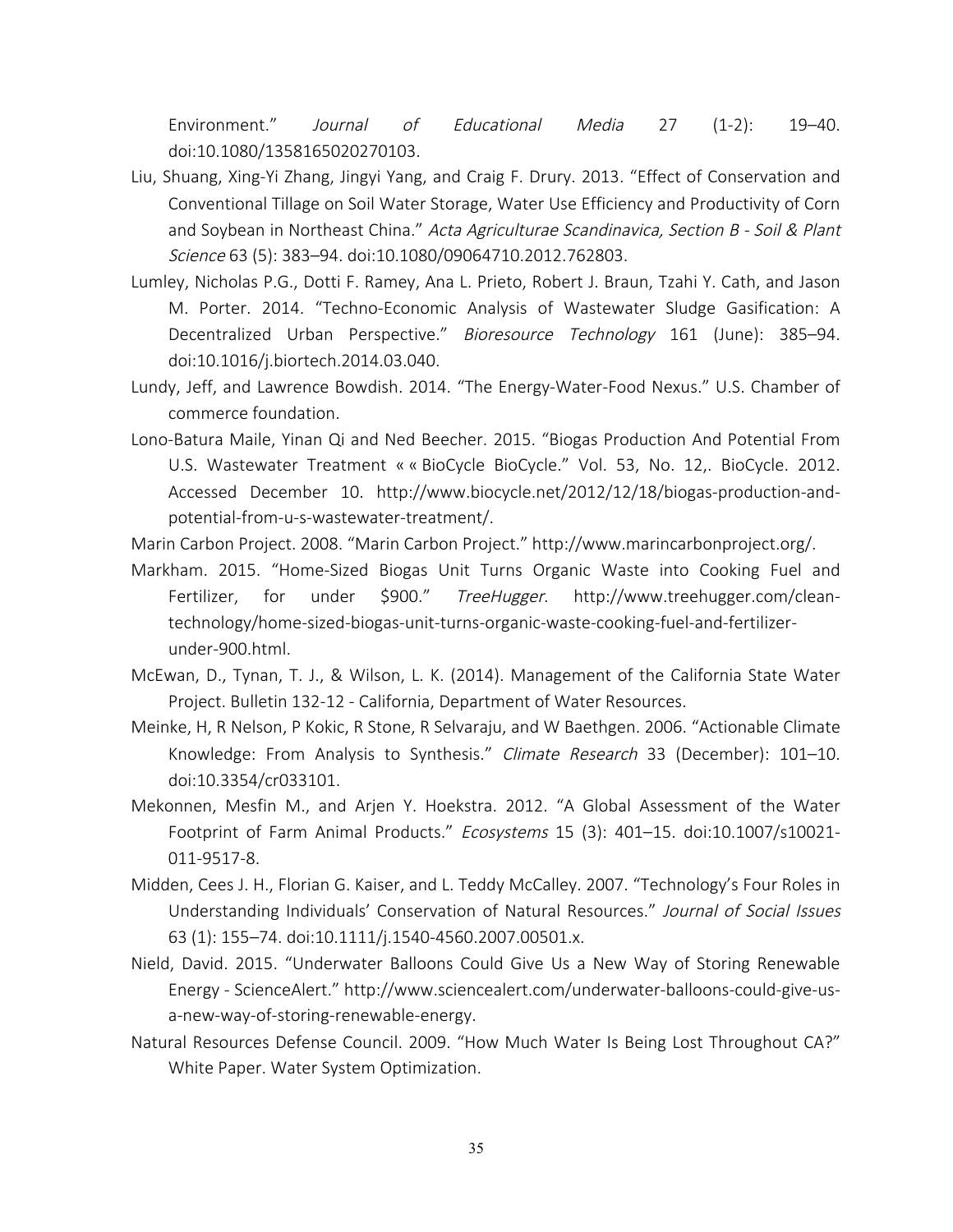Environment." *Journal of Educational Media* 27 (1-2): 19–40. doi:10.1080/1358165020270103.

Liu, Shuang, Xing-Yi Zhang, Jingyi Yang, and Craig F. Drury. 2013. "Effect of Conservation and Conventional Tillage on Soil Water Storage, Water Use Efficiency and Productivity of Corn and Soybean in Northeast China." *Acta Agriculturae Scandinavica, Section B - Soil & Plant Science* 63 (5): 383–94. doi:10.1080/09064710.2012.762803.

Lumley, Nicholas P.G., Dotti F. Ramey, Ana L. Prieto, Robert J. Braun, Tzahi Y. Cath, and Jason M. Porter. 2014. "Techno-Economic Analysis of Wastewater Sludge Gasification: A Decentralized Urban Perspective." *Bioresource Technology* 161 (June): 385–94. doi:10.1016/j.biortech.2014.03.040.

Lundy, Jeff, and Lawrence Bowdish. 2014. "The Energy-Water-Food Nexus." U.S. Chamber of commerce foundation.

Lono-Batura Maile, Yinan Qi and Ned Beecher. 2015. "Biogas Production And Potential From U.S. Wastewater Treatment « « BioCycle BioCycle." Vol. 53, No. 12,. BioCycle. 2012. Accessed December 10. http://www.biocycle.net/2012/12/18/biogas-production-and-potential-from-u-s-wastewater-treatment/.

Marin Carbon Project. 2008. "Marin Carbon Project." http://www.marincarbonproject.org/.

Markham. 2015. "Home-Sized Biogas Unit Turns Organic Waste into Cooking Fuel and Fertilizer, for under $900." *TreeHugger*. http://www.treehugger.com/clean-technology/home-sized-biogas-unit-turns-organic-waste-cooking-fuel-and-fertilizer-under-900.html.

McEwan, D., Tynan, T. J., & Wilson, L. K. (2014). Management of the California State Water Project. Bulletin 132-12 - California, Department of Water Resources.

Meinke, H, R Nelson, P Kokic, R Stone, R Selvaraju, and W Baethgen. 2006. "Actionable Climate Knowledge: From Analysis to Synthesis." *Climate Research* 33 (December): 101–10. doi:10.3354/cr033101.

Mekonnen, Mesfin M., and Arjen Y. Hoekstra. 2012. "A Global Assessment of the Water Footprint of Farm Animal Products." *Ecosystems* 15 (3): 401–15. doi:10.1007/s10021-011-9517-8.

Midden, Cees J. H., Florian G. Kaiser, and L. Teddy McCalley. 2007. "Technology's Four Roles in Understanding Individuals' Conservation of Natural Resources." *Journal of Social Issues* 63 (1): 155–74. doi:10.1111/j.1540-4560.2007.00501.x.

Nield, David. 2015. "Underwater Balloons Could Give Us a New Way of Storing Renewable Energy - ScienceAlert." http://www.sciencealert.com/underwater-balloons-could-give-us-a-new-way-of-storing-renewable-energy.

Natural Resources Defense Council. 2009. "How Much Water Is Being Lost Throughout CA?" White Paper. Water System Optimization.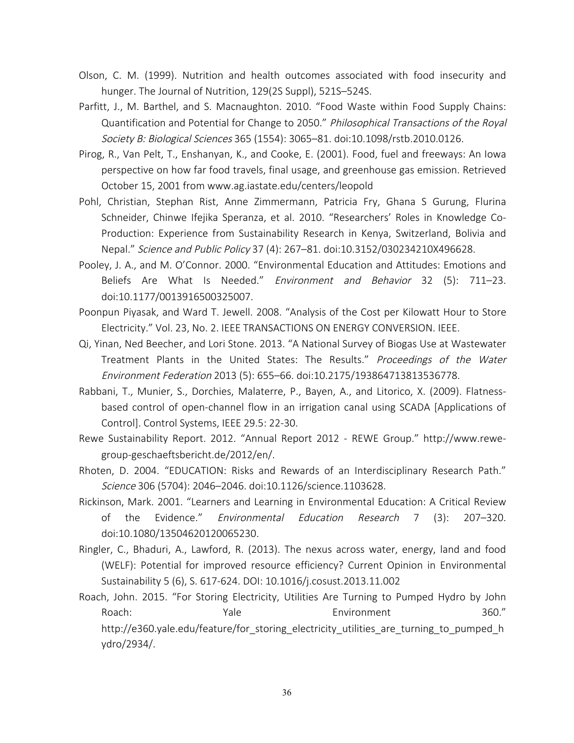Olson, C. M. (1999). Nutrition and health outcomes associated with food insecurity and hunger. The Journal of Nutrition, 129(2S Suppl), 521S–524S.

Parfitt, J., M. Barthel, and S. Macnaughton. 2010. "Food Waste within Food Supply Chains: Quantification and Potential for Change to 2050." *Philosophical Transactions of the Royal Society B: Biological Sciences* 365 (1554): 3065–81. doi:10.1098/rstb.2010.0126.

Pirog, R., Van Pelt, T., Enshanyan, K., and Cooke, E. (2001). Food, fuel and freeways: An Iowa perspective on how far food travels, final usage, and greenhouse gas emission. Retrieved October 15, 2001 from www.ag.iastate.edu/centers/leopold

Pohl, Christian, Stephan Rist, Anne Zimmermann, Patricia Fry, Ghana S Gurung, Flurina Schneider, Chinwe Ifejika Speranza, et al. 2010. "Researchers' Roles in Knowledge Co-Production: Experience from Sustainability Research in Kenya, Switzerland, Bolivia and Nepal." *Science and Public Policy* 37 (4): 267–81. doi:10.3152/030234210X496628.

Pooley, J. A., and M. O'Connor. 2000. "Environmental Education and Attitudes: Emotions and Beliefs Are What Is Needed." *Environment and Behavior* 32 (5): 711–23. doi:10.1177/0013916500325007.

Poonpun Piyasak, and Ward T. Jewell. 2008. "Analysis of the Cost per Kilowatt Hour to Store Electricity." Vol. 23, No. 2. IEEE TRANSACTIONS ON ENERGY CONVERSION. IEEE.

Qi, Yinan, Ned Beecher, and Lori Stone. 2013. "A National Survey of Biogas Use at Wastewater Treatment Plants in the United States: The Results." *Proceedings of the Water Environment Federation* 2013 (5): 655–66. doi:10.2175/193864713813536778.

Rabbani, T., Munier, S., Dorchies, Malaterre, P., Bayen, A., and Litorico, X. (2009). Flatness-based control of open-channel flow in an irrigation canal using SCADA [Applications of Control]. Control Systems, IEEE 29.5: 22-30.

Rewe Sustainability Report. 2012. "Annual Report 2012 - REWE Group." http://www.rewe-group-geschaeftsbericht.de/2012/en/.

Rhoten, D. 2004. "EDUCATION: Risks and Rewards of an Interdisciplinary Research Path." *Science* 306 (5704): 2046–2046. doi:10.1126/science.1103628.

Rickinson, Mark. 2001. "Learners and Learning in Environmental Education: A Critical Review of the Evidence." *Environmental Education Research* 7 (3): 207–320. doi:10.1080/13504620120065230.

Ringler, C., Bhaduri, A., Lawford, R. (2013). The nexus across water, energy, land and food (WELF): Potential for improved resource efficiency? Current Opinion in Environmental Sustainability 5 (6), S. 617-624. DOI: 10.1016/j.cosust.2013.11.002

Roach, John. 2015. "For Storing Electricity, Utilities Are Turning to Pumped Hydro by John Roach: Yale Environment 360." http://e360.yale.edu/feature/for_storing_electricity_utilities_are_turning_to_pumped_hydro/2934/.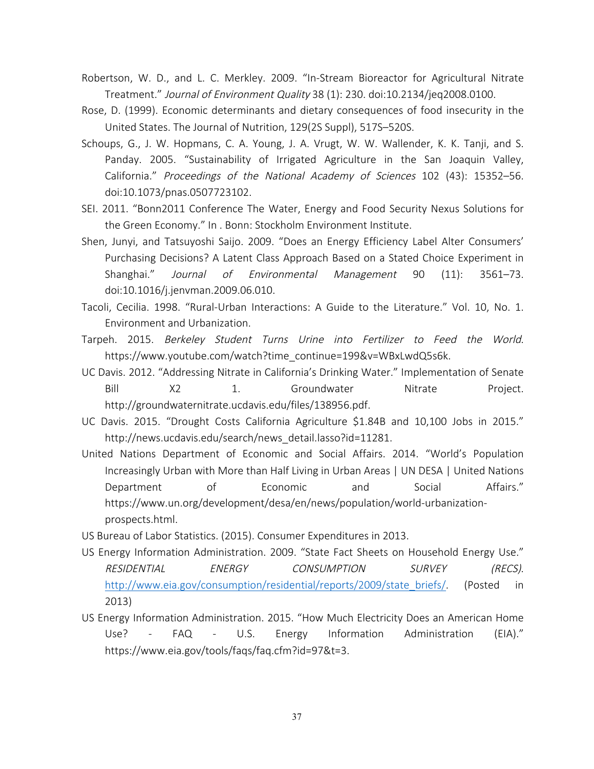Robertson, W. D., and L. C. Merkley. 2009. "In-Stream Bioreactor for Agricultural Nitrate Treatment." *Journal of Environment Quality* 38 (1): 230. doi:10.2134/jeq2008.0100.

Rose, D. (1999). Economic determinants and dietary consequences of food insecurity in the United States. The Journal of Nutrition, 129(2S Suppl), 517S–520S.

Schoups, G., J. W. Hopmans, C. A. Young, J. A. Vrugt, W. W. Wallender, K. K. Tanji, and S. Panday. 2005. "Sustainability of Irrigated Agriculture in the San Joaquin Valley, California." *Proceedings of the National Academy of Sciences* 102 (43): 15352–56. doi:10.1073/pnas.0507723102.

SEI. 2011. "Bonn2011 Conference The Water, Energy and Food Security Nexus Solutions for the Green Economy." In . Bonn: Stockholm Environment Institute.

Shen, Junyi, and Tatsuyoshi Saijo. 2009. "Does an Energy Efficiency Label Alter Consumers' Purchasing Decisions? A Latent Class Approach Based on a Stated Choice Experiment in Shanghai." *Journal of Environmental Management* 90 (11): 3561–73. doi:10.1016/j.jenvman.2009.06.010.

Tacoli, Cecilia. 1998. "Rural-Urban Interactions: A Guide to the Literature." Vol. 10, No. 1. Environment and Urbanization.

Tarpeh. 2015. *Berkeley Student Turns Urine into Fertilizer to Feed the World*. https://www.youtube.com/watch?time_continue=199&v=WBxLwdQ5s6k.

UC Davis. 2012. "Addressing Nitrate in California's Drinking Water." Implementation of Senate Bill X2 1. Groundwater Nitrate Project. http://groundwaternitrate.ucdavis.edu/files/138956.pdf.

UC Davis. 2015. "Drought Costs California Agriculture $1.84B and 10,100 Jobs in 2015." http://news.ucdavis.edu/search/news_detail.lasso?id=11281.

United Nations Department of Economic and Social Affairs. 2014. "World's Population Increasingly Urban with More than Half Living in Urban Areas | UN DESA | United Nations Department of Economic and Social Affairs." https://www.un.org/development/desa/en/news/population/world-urbanization-prospects.html.

US Bureau of Labor Statistics. (2015). Consumer Expenditures in 2013.

US Energy Information Administration. 2009. "State Fact Sheets on Household Energy Use." *RESIDENTIAL ENERGY CONSUMPTION SURVEY (RECS)*. http://www.eia.gov/consumption/residential/reports/2009/state_briefs/. (Posted in 2013)

US Energy Information Administration. 2015. "How Much Electricity Does an American Home Use? - FAQ - U.S. Energy Information Administration (EIA)." https://www.eia.gov/tools/faqs/faq.cfm?id=97&t=3.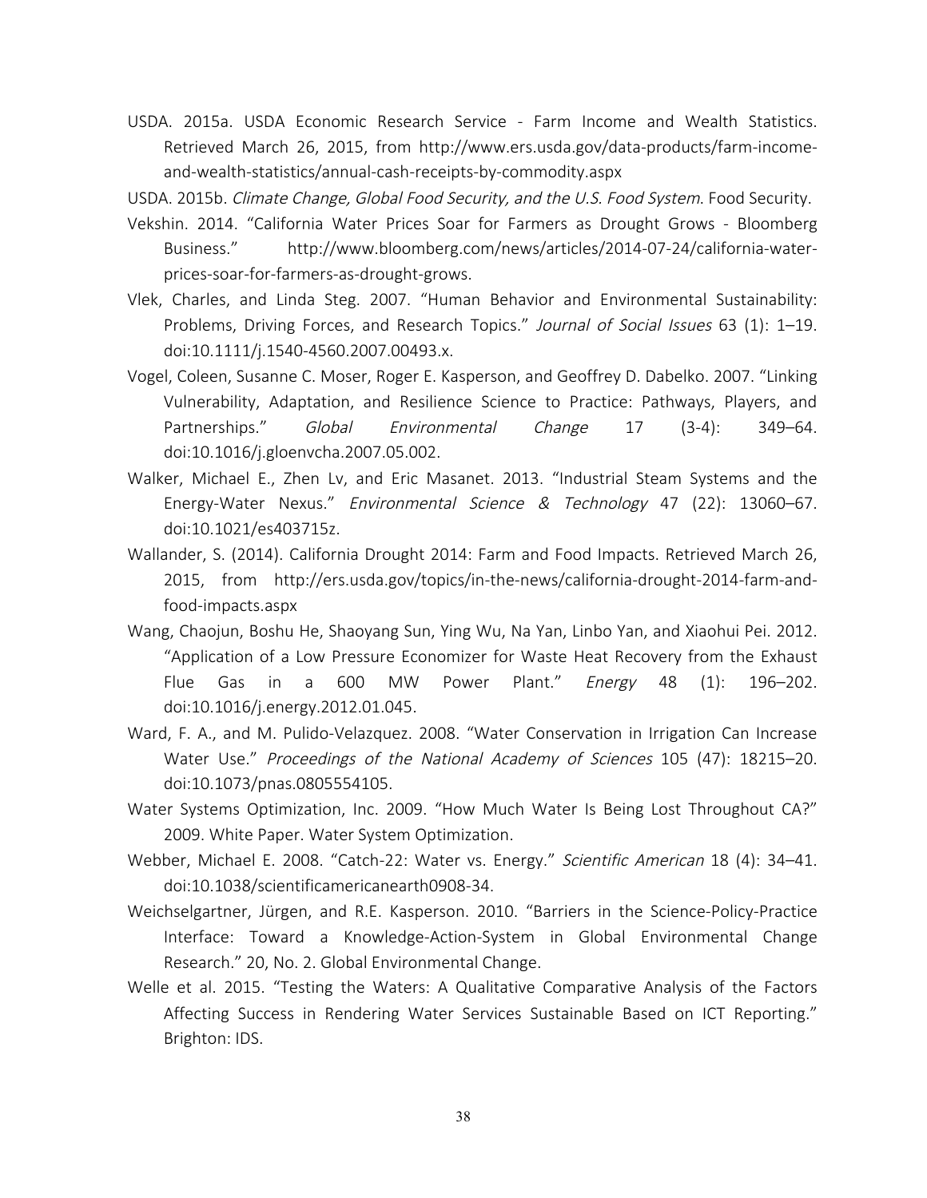USDA. 2015a. USDA Economic Research Service - Farm Income and Wealth Statistics. Retrieved March 26, 2015, from http://www.ers.usda.gov/data-products/farm-income-and-wealth-statistics/annual-cash-receipts-by-commodity.aspx

USDA. 2015b. *Climate Change, Global Food Security, and the U.S. Food System*. Food Security.

Vekshin. 2014. "California Water Prices Soar for Farmers as Drought Grows - Bloomberg Business." http://www.bloomberg.com/news/articles/2014-07-24/california-water-prices-soar-for-farmers-as-drought-grows.

Vlek, Charles, and Linda Steg. 2007. "Human Behavior and Environmental Sustainability: Problems, Driving Forces, and Research Topics." *Journal of Social Issues* 63 (1): 1–19. doi:10.1111/j.1540-4560.2007.00493.x.

Vogel, Coleen, Susanne C. Moser, Roger E. Kasperson, and Geoffrey D. Dabelko. 2007. "Linking Vulnerability, Adaptation, and Resilience Science to Practice: Pathways, Players, and Partnerships." *Global Environmental Change* 17 (3-4): 349–64. doi:10.1016/j.gloenvcha.2007.05.002.

Walker, Michael E., Zhen Lv, and Eric Masanet. 2013. "Industrial Steam Systems and the Energy-Water Nexus." *Environmental Science & Technology* 47 (22): 13060–67. doi:10.1021/es403715z.

Wallander, S. (2014). California Drought 2014: Farm and Food Impacts. Retrieved March 26, 2015, from http://ers.usda.gov/topics/in-the-news/california-drought-2014-farm-and-food-impacts.aspx

Wang, Chaojun, Boshu He, Shaoyang Sun, Ying Wu, Na Yan, Linbo Yan, and Xiaohui Pei. 2012. "Application of a Low Pressure Economizer for Waste Heat Recovery from the Exhaust Flue Gas in a 600 MW Power Plant." *Energy* 48 (1): 196–202. doi:10.1016/j.energy.2012.01.045.

Ward, F. A., and M. Pulido-Velazquez. 2008. "Water Conservation in Irrigation Can Increase Water Use." *Proceedings of the National Academy of Sciences* 105 (47): 18215–20. doi:10.1073/pnas.0805554105.

Water Systems Optimization, Inc. 2009. "How Much Water Is Being Lost Throughout CA?" 2009. White Paper. Water System Optimization.

Webber, Michael E. 2008. "Catch-22: Water vs. Energy." *Scientific American* 18 (4): 34–41. doi:10.1038/scientificamericanearth0908-34.

Weichselgartner, Jürgen, and R.E. Kasperson. 2010. "Barriers in the Science-Policy-Practice Interface: Toward a Knowledge-Action-System in Global Environmental Change Research." 20, No. 2. Global Environmental Change.

Welle et al. 2015. "Testing the Waters: A Qualitative Comparative Analysis of the Factors Affecting Success in Rendering Water Services Sustainable Based on ICT Reporting." Brighton: IDS.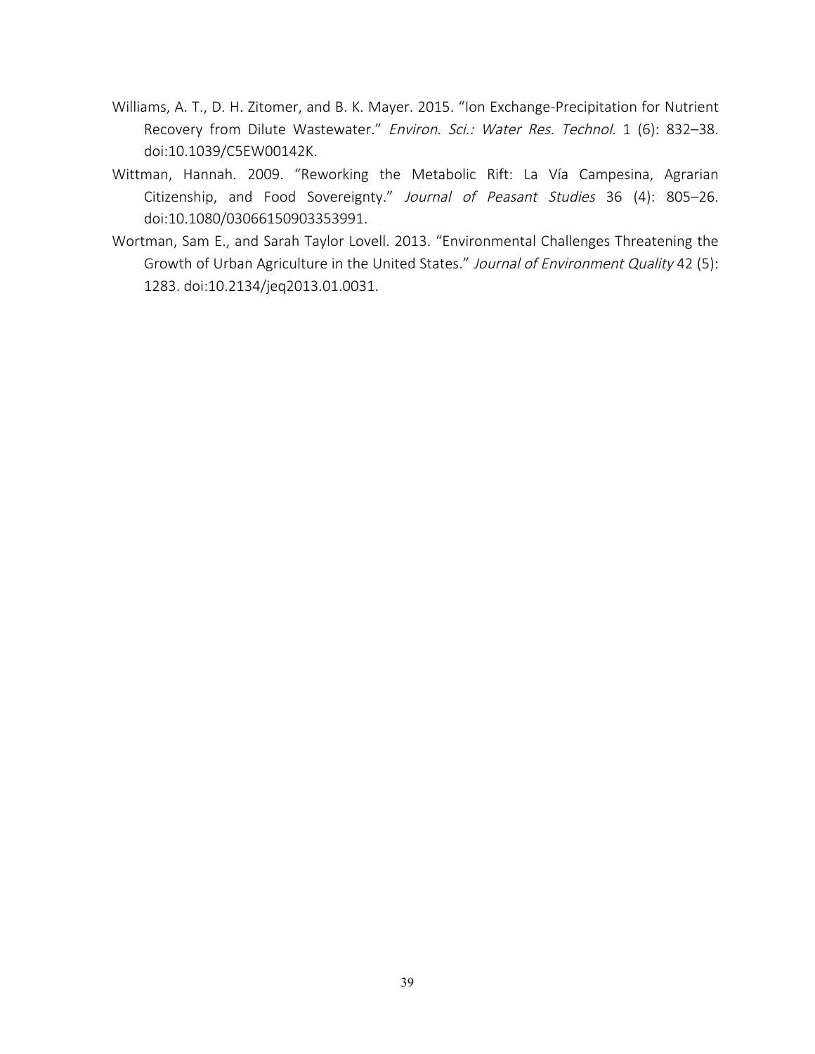Williams, A. T., D. H. Zitomer, and B. K. Mayer. 2015. “Ion Exchange-Precipitation for Nutrient Recovery from Dilute Wastewater.” *Environ. Sci.: Water Res. Technol.* 1 (6): 832–38. doi:10.1039/C5EW00142K.

Wittman, Hannah. 2009. “Reworking the Metabolic Rift: La Vía Campesina, Agrarian Citizenship, and Food Sovereignty.” *Journal of Peasant Studies* 36 (4): 805–26. doi:10.1080/03066150903353991.

Wortman, Sam E., and Sarah Taylor Lovell. 2013. “Environmental Challenges Threatening the Growth of Urban Agriculture in the United States.” *Journal of Environment Quality* 42 (5): 1283. doi:10.2134/jeq2013.01.0031.